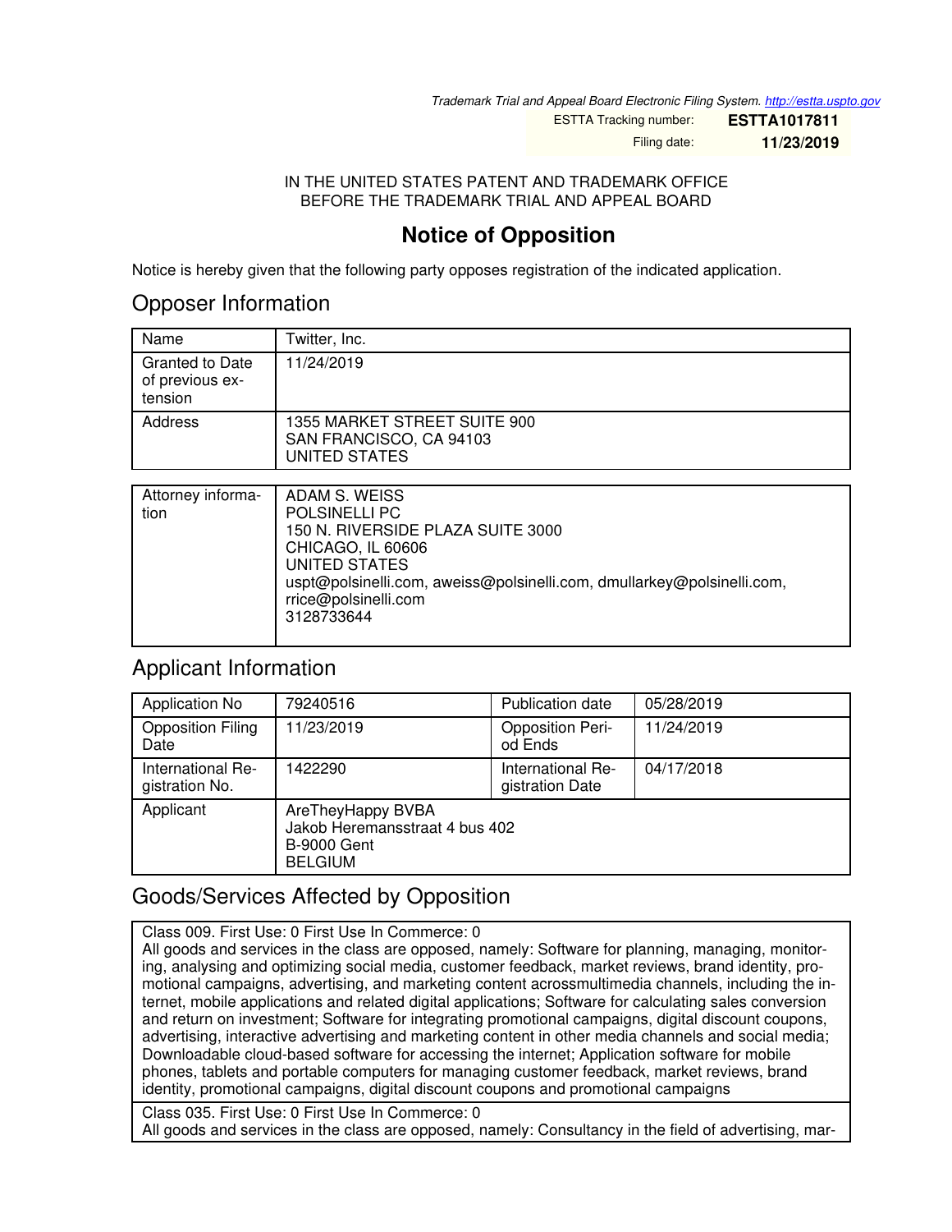*Trademark Trial and Appeal Board Electronic Filing System. http://estta.uspto.gov*

| | |
|---|---|
| ESTTA Tracking number: | **ESTTA1017811** |
| Filing date: | **11/23/2019** |

IN THE UNITED STATES PATENT AND TRADEMARK OFFICE
BEFORE THE TRADEMARK TRIAL AND APPEAL BOARD

# Notice of Opposition

Notice is hereby given that the following party opposes registration of the indicated application.

## Opposer Information

| | |
|---|---|
| Name | Twitter, Inc. |
| Granted to Date of previous extension | 11/24/2019 |
| Address | 1355 MARKET STREET SUITE 900<br>SAN FRANCISCO, CA 94103<br>UNITED STATES |

| | |
|---|---|
| Attorney information | ADAM S. WEISS<br>POLSINELLI PC<br>150 N. RIVERSIDE PLAZA SUITE 3000<br>CHICAGO, IL 60606<br>UNITED STATES<br>uspt@polsinelli.com, aweiss@polsinelli.com, dmullarkey@polsinelli.com, rrice@polsinelli.com<br>3128733644 |

## Applicant Information

| | | | |
|---|---|---|---|
| Application No | 79240516 | Publication date | 05/28/2019 |
| Opposition Filing Date | 11/23/2019 | Opposition Period Ends | 11/24/2019 |
| International Registration No. | 1422290 | International Registration Date | 04/17/2018 |
| Applicant | AreTheyHappy BVBA<br>Jakob Heremansstraat 4 bus 402<br>B-9000 Gent<br>BELGIUM | | |

## Goods/Services Affected by Opposition

| |
|---|
| Class 009. First Use: 0 First Use In Commerce: 0<br>All goods and services in the class are opposed, namely: Software for planning, managing, monitoring, analysing and optimizing social media, customer feedback, market reviews, brand identity, promotional campaigns, advertising, and marketing content acrossmultimedia channels, including the internet, mobile applications and related digital applications; Software for calculating sales conversion and return on investment; Software for integrating promotional campaigns, digital discount coupons, advertising, interactive advertising and marketing content in other media channels and social media; Downloadable cloud-based software for accessing the internet; Application software for mobile phones, tablets and portable computers for managing customer feedback, market reviews, brand identity, promotional campaigns, digital discount coupons and promotional campaigns |
| Class 035. First Use: 0 First Use In Commerce: 0<br>All goods and services in the class are opposed, namely: Consultancy in the field of advertising, mar- |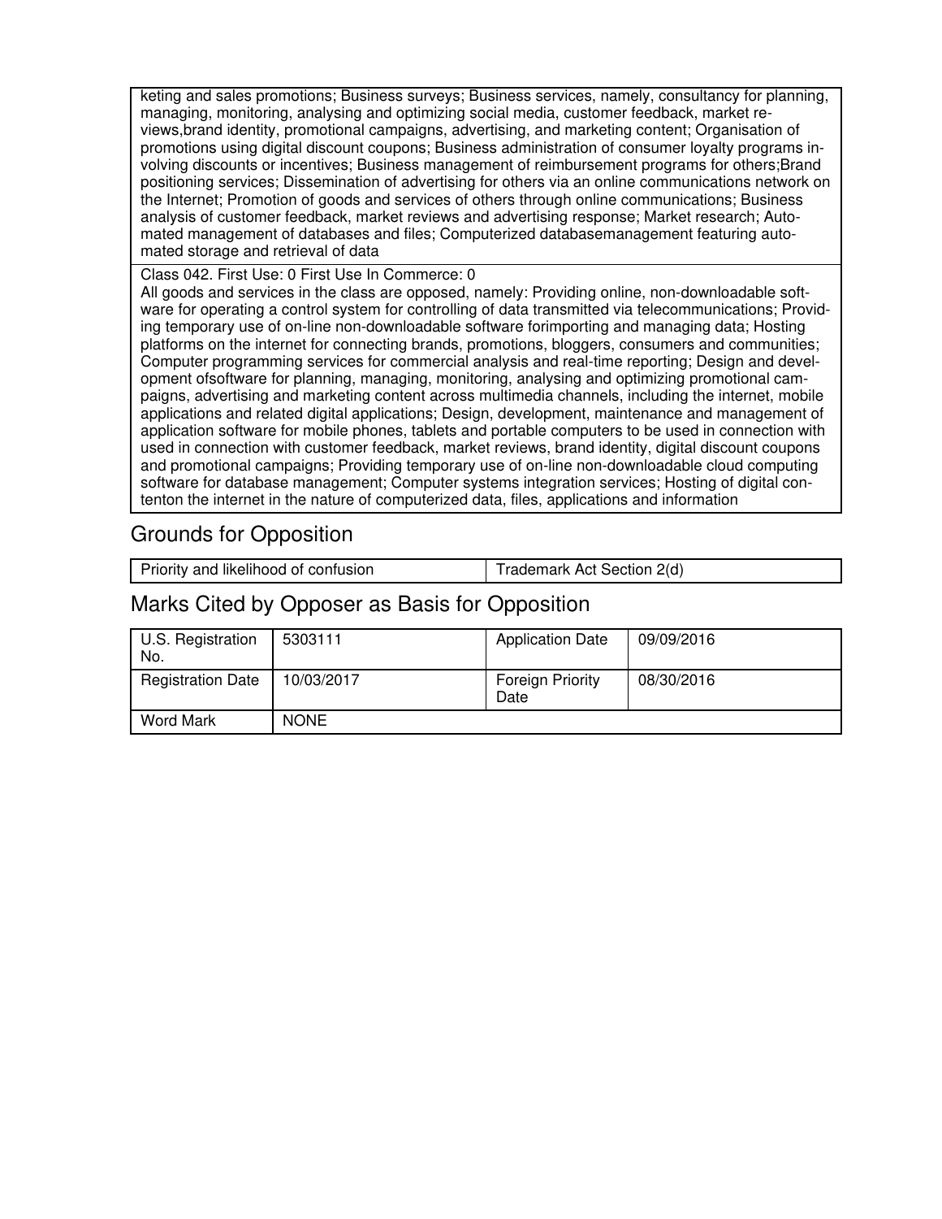| |
|---|
| keting and sales promotions; Business surveys; Business services, namely, consultancy for planning, managing, monitoring, analysing and optimizing social media, customer feedback, market reviews,brand identity, promotional campaigns, advertising, and marketing content; Organisation of promotions using digital discount coupons; Business administration of consumer loyalty programs involving discounts or incentives; Business management of reimbursement programs for others;Brand positioning services; Dissemination of advertising for others via an online communications network on the Internet; Promotion of goods and services of others through online communications; Business analysis of customer feedback, market reviews and advertising response; Market research; Automated management of databases and files; Computerized databasemanagement featuring automated storage and retrieval of data |
| Class 042. First Use: 0 First Use In Commerce: 0<br>All goods and services in the class are opposed, namely: Providing online, non-downloadable software for operating a control system for controlling of data transmitted via telecommunications; Providing temporary use of on-line non-downloadable software forimporting and managing data; Hosting platforms on the internet for connecting brands, promotions, bloggers, consumers and communities; Computer programming services for commercial analysis and real-time reporting; Design and development ofsoftware for planning, managing, monitoring, analysing and optimizing promotional campaigns, advertising and marketing content across multimedia channels, including the internet, mobile applications and related digital applications; Design, development, maintenance and management of application software for mobile phones, tablets and portable computers to be used in connection with used in connection with customer feedback, market reviews, brand identity, digital discount coupons and promotional campaigns; Providing temporary use of on-line non-downloadable cloud computing software for database management; Computer systems integration services; Hosting of digital contenton the internet in the nature of computerized data, files, applications and information |

## Grounds for Opposition

| | |
|---|---|
| Priority and likelihood of confusion | Trademark Act Section 2(d) |

## Marks Cited by Opposer as Basis for Opposition

| | | | |
|---|---|---|---|
| U.S. Registration No. | 5303111 | Application Date | 09/09/2016 |
| Registration Date | 10/03/2017 | Foreign Priority Date | 08/30/2016 |
| Word Mark | NONE | | |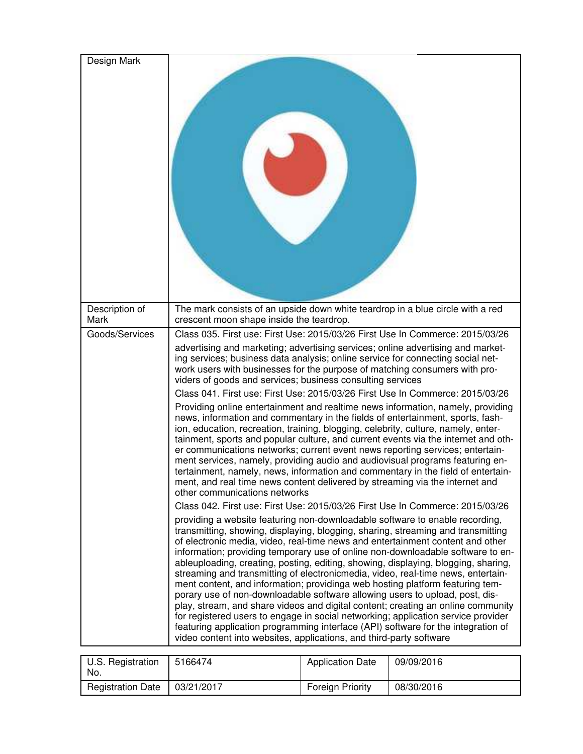| Design Mark | |
| --- | --- |
| Description of Mark | The mark consists of an upside down white teardrop in a blue circle with a red crescent moon shape inside the teardrop. |
| Goods/Services | Class 035. First use: First Use: 2015/03/26 First Use In Commerce: 2015/03/26<br><br>advertising and marketing; advertising services; online advertising and marketing services; business data analysis; online service for connecting social network users with businesses for the purpose of matching consumers with providers of goods and services; business consulting services<br><br>Class 041. First use: First Use: 2015/03/26 First Use In Commerce: 2015/03/26<br><br>Providing online entertainment and realtime news information, namely, providing news, information and commentary in the fields of entertainment, sports, fashion, education, recreation, training, blogging, celebrity, culture, namely, entertainment, sports and popular culture, and current events via the internet and other communications networks; current event news reporting services; entertainment services, namely, providing audio and audiovisual programs featuring entertainment, namely, news, information and commentary in the field of entertainment, and real time news content delivered by streaming via the internet and other communications networks<br><br>Class 042. First use: First Use: 2015/03/26 First Use In Commerce: 2015/03/26<br><br>providing a website featuring non-downloadable software to enable recording, transmitting, showing, displaying, blogging, sharing, streaming and transmitting of electronic media, video, real-time news and entertainment content and other information; providing temporary use of online non-downloadable software to enableuploading, creating, posting, editing, showing, displaying, blogging, sharing, streaming and transmitting of electronicmedia, video, real-time news, entertainment content, and information; providinga web hosting platform featuring temporary use of non-downloadable software allowing users to upload, post, display, stream, and share videos and digital content; creating an online community for registered users to engage in social networking; application service provider featuring application programming interface (API) software for the integration of video content into websites, applications, and third-party software |

| U.S. Registration No. | 5166474 | Application Date | 09/09/2016 |
| --- | --- | --- | --- |
| Registration Date | 03/21/2017 | Foreign Priority | 08/30/2016 |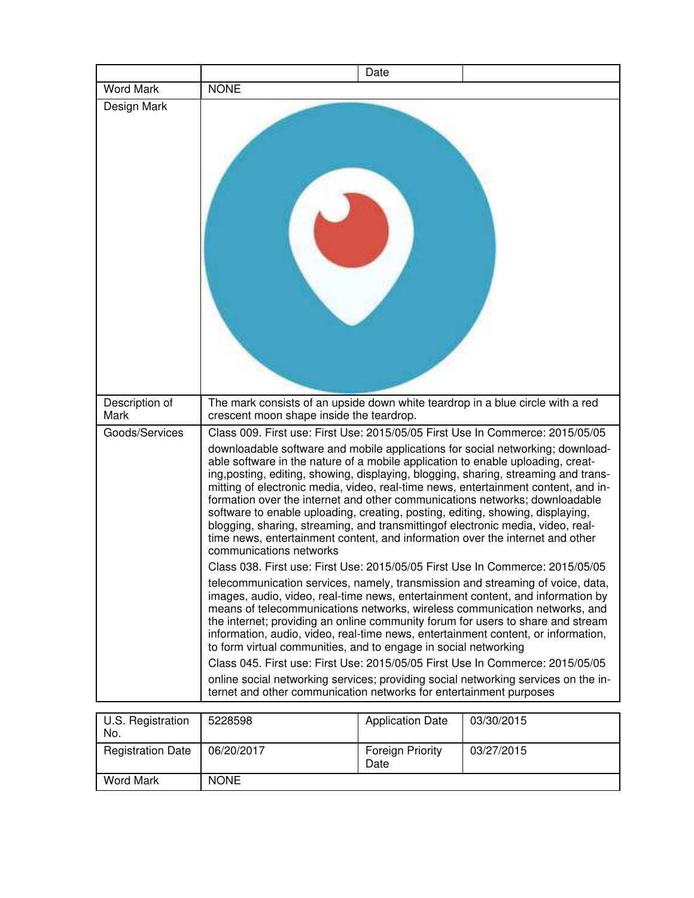| | | Date | |
|---|---|---|---|
| Word Mark | NONE | | |
| Design Mark | | | |
| Description of Mark | The mark consists of an upside down white teardrop in a blue circle with a red crescent moon shape inside the teardrop. | | |
| Goods/Services | Class 009. First use: First Use: 2015/05/05 First Use In Commerce: 2015/05/05<br><br>downloadable software and mobile applications for social networking; downloadable software in the nature of a mobile application to enable uploading, creating,posting, editing, showing, displaying, blogging, sharing, streaming and transmitting of electronic media, video, real-time news, entertainment content, and information over the internet and other communications networks; downloadable software to enable uploading, creating, posting, editing, showing, displaying, blogging, sharing, streaming, and transmittingof electronic media, video, real-time news, entertainment content, and information over the internet and other communications networks<br><br>Class 038. First use: First Use: 2015/05/05 First Use In Commerce: 2015/05/05<br><br>telecommunication services, namely, transmission and streaming of voice, data, images, audio, video, real-time news, entertainment content, and information by means of telecommunications networks, wireless communication networks, and the internet; providing an online community forum for users to share and stream information, audio, video, real-time news, entertainment content, or information, to form virtual communities, and to engage in social networking<br><br>Class 045. First use: First Use: 2015/05/05 First Use In Commerce: 2015/05/05<br><br>online social networking services; providing social networking services on the internet and other communication networks for entertainment purposes | | |

| U.S. Registration No. | 5228598 | Application Date | 03/30/2015 |
|---|---|---|---|
| Registration Date | 06/20/2017 | Foreign Priority Date | 03/27/2015 |
| Word Mark | NONE | | |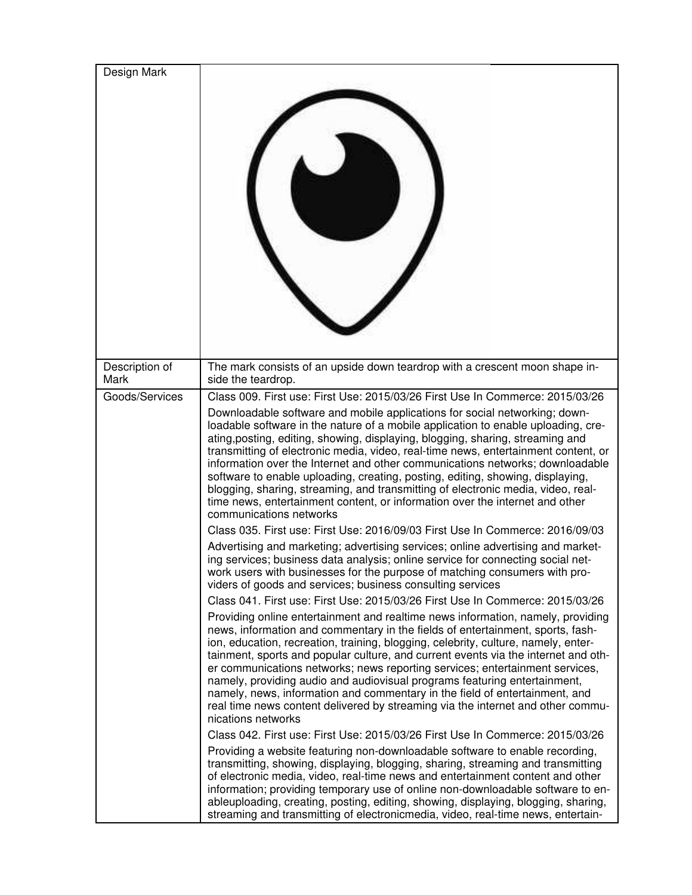| Design Mark | |
| --- | --- |
| Description of Mark | The mark consists of an upside down teardrop with a crescent moon shape inside the teardrop. |
| Goods/Services | Class 009. First use: First Use: 2015/03/26 First Use In Commerce: 2015/03/26<br><br>Downloadable software and mobile applications for social networking; downloadable software in the nature of a mobile application to enable uploading, creating,posting, editing, showing, displaying, blogging, sharing, streaming and transmitting of electronic media, video, real-time news, entertainment content, or information over the Internet and other communications networks; downloadable software to enable uploading, creating, posting, editing, showing, displaying, blogging, sharing, streaming, and transmitting of electronic media, video, real-time news, entertainment content, or information over the internet and other communications networks<br><br>Class 035. First use: First Use: 2016/09/03 First Use In Commerce: 2016/09/03<br><br>Advertising and marketing; advertising services; online advertising and marketing services; business data analysis; online service for connecting social network users with businesses for the purpose of matching consumers with providers of goods and services; business consulting services<br><br>Class 041. First use: First Use: 2015/03/26 First Use In Commerce: 2015/03/26<br><br>Providing online entertainment and realtime news information, namely, providing news, information and commentary in the fields of entertainment, sports, fashion, education, recreation, training, blogging, celebrity, culture, namely, entertainment, sports and popular culture, and current events via the internet and other communications networks; news reporting services; entertainment services, namely, providing audio and audiovisual programs featuring entertainment, namely, news, information and commentary in the field of entertainment, and real time news content delivered by streaming via the internet and other communications networks<br><br>Class 042. First use: First Use: 2015/03/26 First Use In Commerce: 2015/03/26<br><br>Providing a website featuring non-downloadable software to enable recording, transmitting, showing, displaying, blogging, sharing, streaming and transmitting of electronic media, video, real-time news and entertainment content and other information; providing temporary use of online non-downloadable software to enableuploading, creating, posting, editing, showing, displaying, blogging, sharing, streaming and transmitting of electronicmedia, video, real-time news, entertain- |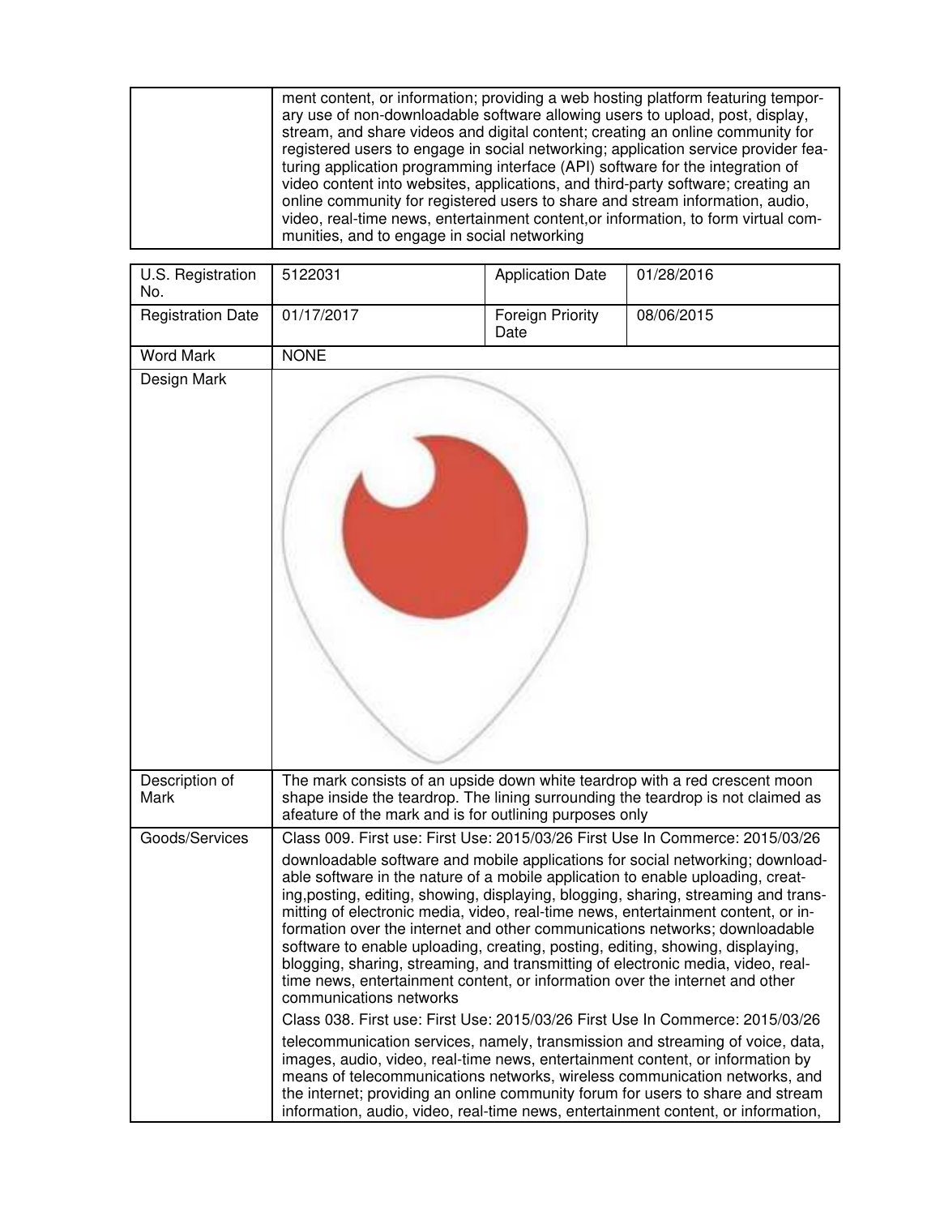| | |
|---|---|
| | ment content, or information; providing a web hosting platform featuring temporary use of non-downloadable software allowing users to upload, post, display, stream, and share videos and digital content; creating an online community for registered users to engage in social networking; application service provider featuring application programming interface (API) software for the integration of video content into websites, applications, and third-party software; creating an online community for registered users to share and stream information, audio, video, real-time news, entertainment content,or information, to form virtual communities, and to engage in social networking |

| U.S. Registration No. | 5122031 | Application Date | 01/28/2016 |
|---|---|---|---|
| Registration Date | 01/17/2017 | Foreign Priority Date | 08/06/2015 |
| Word Mark | NONE | | |
| Design Mark | | | |
| Description of Mark | The mark consists of an upside down white teardrop with a red crescent moon shape inside the teardrop. The lining surrounding the teardrop is not claimed as afeature of the mark and is for outlining purposes only | | |
| Goods/Services | Class 009. First use: First Use: 2015/03/26 First Use In Commerce: 2015/03/26<br><br>downloadable software and mobile applications for social networking; downloadable software in the nature of a mobile application to enable uploading, creating,posting, editing, showing, displaying, blogging, sharing, streaming and transmitting of electronic media, video, real-time news, entertainment content, or information over the internet and other communications networks; downloadable software to enable uploading, creating, posting, editing, showing, displaying, blogging, sharing, streaming, and transmitting of electronic media, video, real-time news, entertainment content, or information over the internet and other communications networks<br><br>Class 038. First use: First Use: 2015/03/26 First Use In Commerce: 2015/03/26<br><br>telecommunication services, namely, transmission and streaming of voice, data, images, audio, video, real-time news, entertainment content, or information by means of telecommunications networks, wireless communication networks, and the internet; providing an online community forum for users to share and stream information, audio, video, real-time news, entertainment content, or information, | | |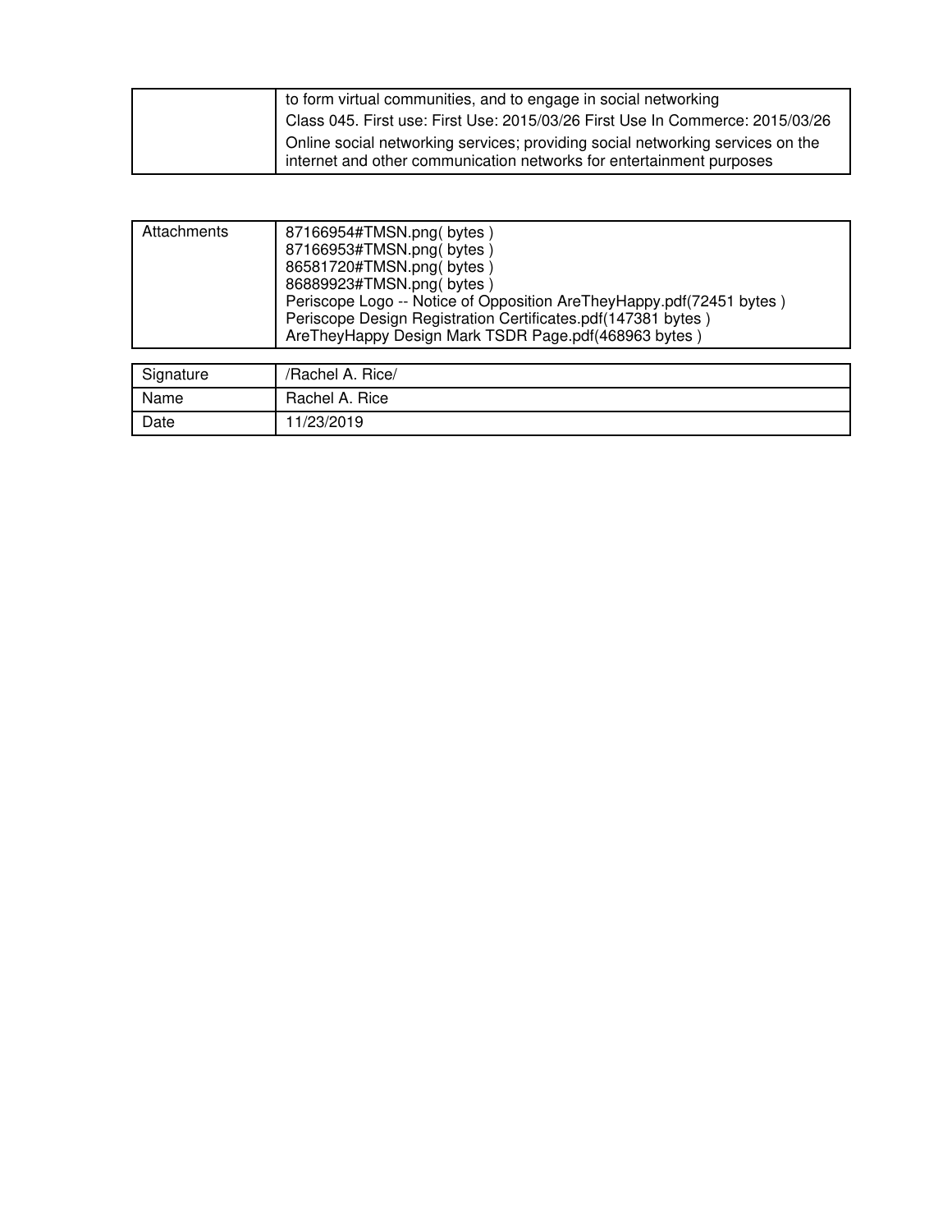| | |
|---|---|
| | to form virtual communities, and to engage in social networking<br>Class 045. First use: First Use: 2015/03/26 First Use In Commerce: 2015/03/26<br>Online social networking services; providing social networking services on the internet and other communication networks for entertainment purposes |

| | |
|---|---|
| Attachments | 87166954#TMSN.png( bytes )<br>87166953#TMSN.png( bytes )<br>86581720#TMSN.png( bytes )<br>86889923#TMSN.png( bytes )<br>Periscope Logo -- Notice of Opposition AreTheyHappy.pdf(72451 bytes )<br>Periscope Design Registration Certifcates.pdf(147381 bytes )<br>AreTheyHappy Design Mark TSDR Page.pdf(468963 bytes ) |

| | |
|---|---|
| Signature | /Rachel A. Rice/ |
| Name | Rachel A. Rice |
| Date | 11/23/2019 |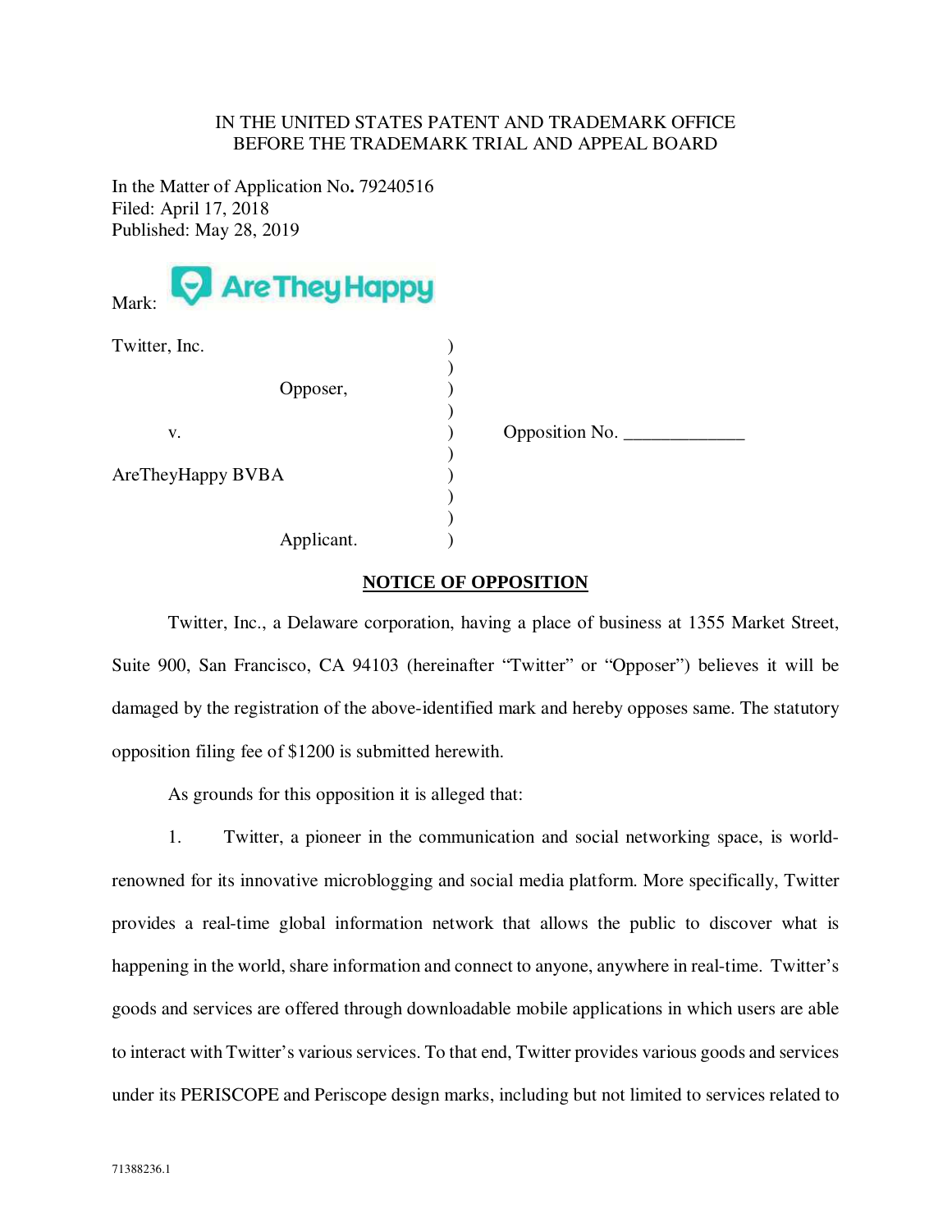IN THE UNITED STATES PATENT AND TRADEMARK OFFICE
BEFORE THE TRADEMARK TRIAL AND APPEAL BOARD

In the Matter of Application No. 79240516
Filed: April 17, 2018
Published: May 28, 2019

Mark: AreTheyHappy

| | | |
|---|---|---|
| Twitter, Inc. | ) | |
| | ) | |
| Opposer, | ) | |
| | ) | |
| v. | ) | Opposition No. _____________ |
| | ) | |
| AreTheyHappy BVBA | ) | |
| | ) | |
| | ) | |
| Applicant. | ) | |

## NOTICE OF OPPOSITION

Twitter, Inc., a Delaware corporation, having a place of business at 1355 Market Street, Suite 900, San Francisco, CA 94103 (hereinafter "Twitter" or "Opposer") believes it will be damaged by the registration of the above-identified mark and hereby opposes same. The statutory opposition filing fee of $1200 is submitted herewith.

As grounds for this opposition it is alleged that:

1. Twitter, a pioneer in the communication and social networking space, is world-renowned for its innovative microblogging and social media platform. More specifically, Twitter provides a real-time global information network that allows the public to discover what is happening in the world, share information and connect to anyone, anywhere in real-time. Twitter's goods and services are offered through downloadable mobile applications in which users are able to interact with Twitter's various services. To that end, Twitter provides various goods and services under its PERISCOPE and Periscope design marks, including but not limited to services related to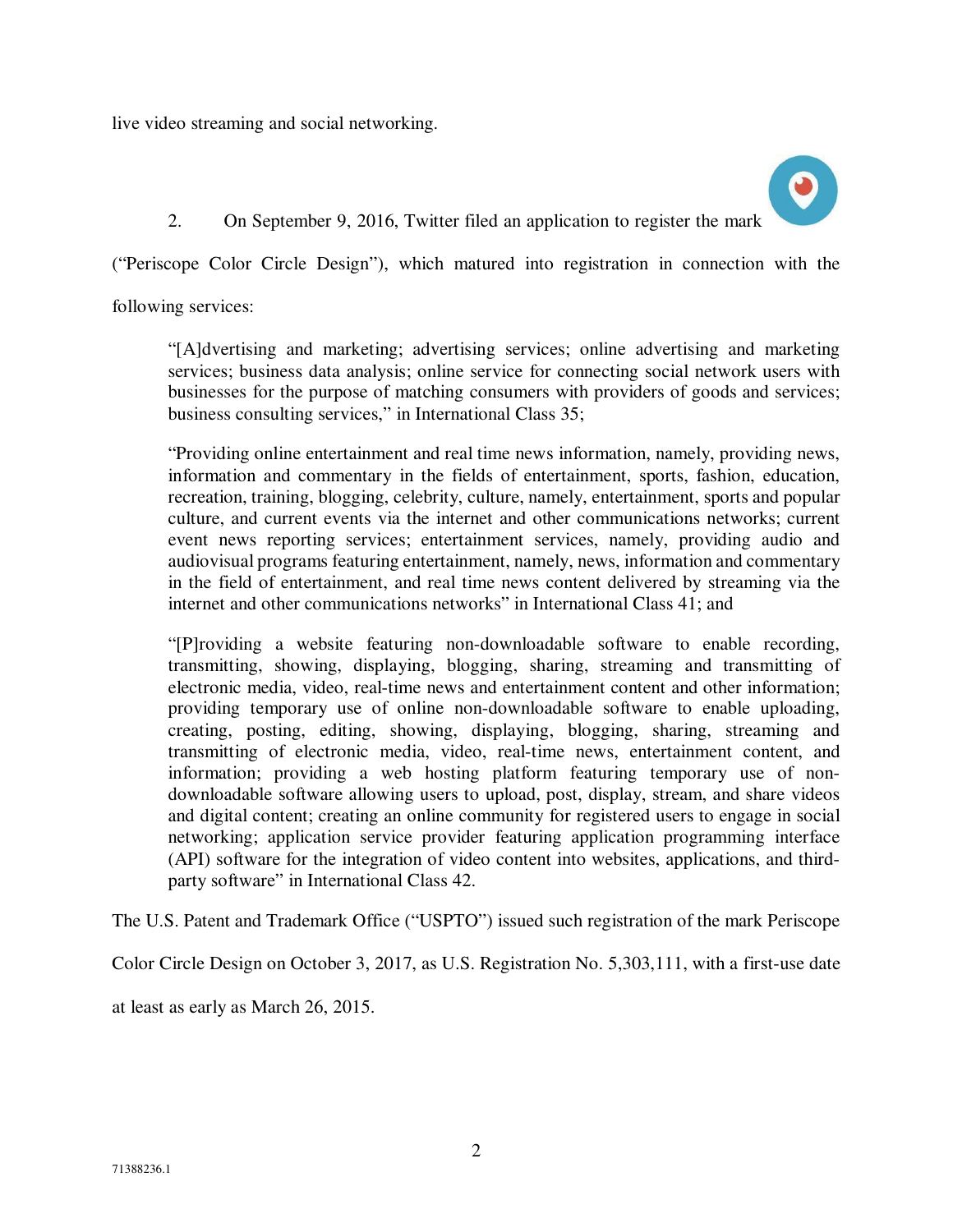live video streaming and social networking.

2. On September 9, 2016, Twitter filed an application to register the mark ("Periscope Color Circle Design"), which matured into registration in connection with the following services:

> "[A]dvertising and marketing; advertising services; online advertising and marketing services; business data analysis; online service for connecting social network users with businesses for the purpose of matching consumers with providers of goods and services; business consulting services," in International Class 35;
>
> "Providing online entertainment and real time news information, namely, providing news, information and commentary in the fields of entertainment, sports, fashion, education, recreation, training, blogging, celebrity, culture, namely, entertainment, sports and popular culture, and current events via the internet and other communications networks; current event news reporting services; entertainment services, namely, providing audio and audiovisual programs featuring entertainment, namely, news, information and commentary in the field of entertainment, and real time news content delivered by streaming via the internet and other communications networks" in International Class 41; and
>
> "[P]roviding a website featuring non-downloadable software to enable recording, transmitting, showing, displaying, blogging, sharing, streaming and transmitting of electronic media, video, real-time news and entertainment content and other information; providing temporary use of online non-downloadable software to enable uploading, creating, posting, editing, showing, displaying, blogging, sharing, streaming and transmitting of electronic media, video, real-time news, entertainment content, and information; providing a web hosting platform featuring temporary use of non-downloadable software allowing users to upload, post, display, stream, and share videos and digital content; creating an online community for registered users to engage in social networking; application service provider featuring application programming interface (API) software for the integration of video content into websites, applications, and third-party software" in International Class 42.

The U.S. Patent and Trademark Office ("USPTO") issued such registration of the mark Periscope Color Circle Design on October 3, 2017, as U.S. Registration No. 5,303,111, with a first-use date at least as early as March 26, 2015.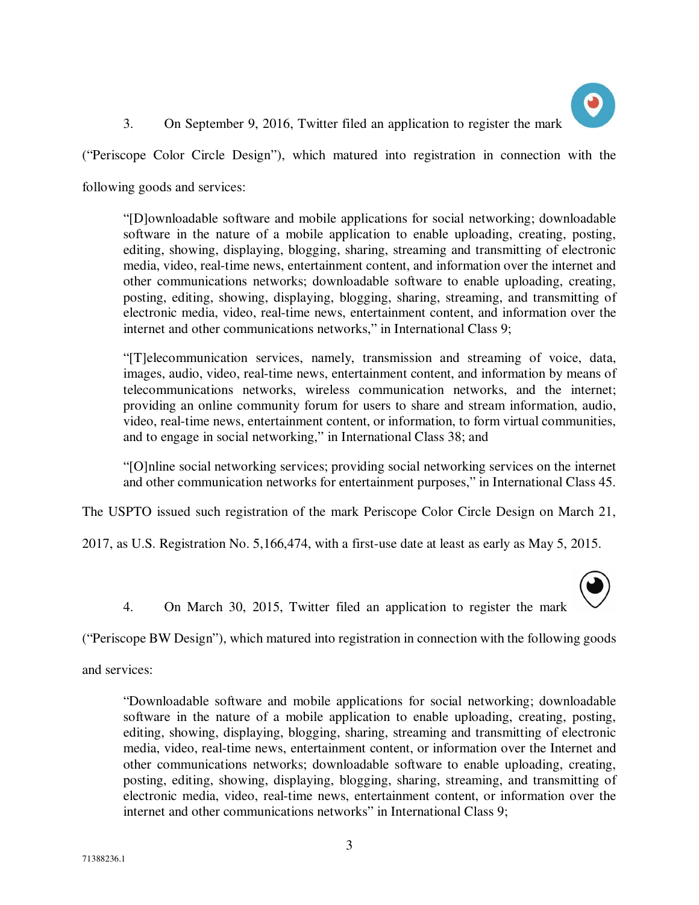3. On September 9, 2016, Twitter filed an application to register the mark (“Periscope Color Circle Design”), which matured into registration in connection with the following goods and services:

> “[D]ownloadable software and mobile applications for social networking; downloadable software in the nature of a mobile application to enable uploading, creating, posting, editing, showing, displaying, blogging, sharing, streaming and transmitting of electronic media, video, real-time news, entertainment content, and information over the internet and other communications networks; downloadable software to enable uploading, creating, posting, editing, showing, displaying, blogging, sharing, streaming, and transmitting of electronic media, video, real-time news, entertainment content, and information over the internet and other communications networks,” in International Class 9;
>
> “[T]elecommunication services, namely, transmission and streaming of voice, data, images, audio, video, real-time news, entertainment content, and information by means of telecommunications networks, wireless communication networks, and the internet; providing an online community forum for users to share and stream information, audio, video, real-time news, entertainment content, or information, to form virtual communities, and to engage in social networking,” in International Class 38; and
>
> “[O]nline social networking services; providing social networking services on the internet and other communication networks for entertainment purposes,” in International Class 45.

The USPTO issued such registration of the mark Periscope Color Circle Design on March 21, 2017, as U.S. Registration No. 5,166,474, with a first-use date at least as early as May 5, 2015.

4. On March 30, 2015, Twitter filed an application to register the mark (“Periscope BW Design”), which matured into registration in connection with the following goods and services:

> “Downloadable software and mobile applications for social networking; downloadable software in the nature of a mobile application to enable uploading, creating, posting, editing, showing, displaying, blogging, sharing, streaming and transmitting of electronic media, video, real-time news, entertainment content, or information over the Internet and other communications networks; downloadable software to enable uploading, creating, posting, editing, showing, displaying, blogging, sharing, streaming, and transmitting of electronic media, video, real-time news, entertainment content, or information over the internet and other communications networks” in International Class 9;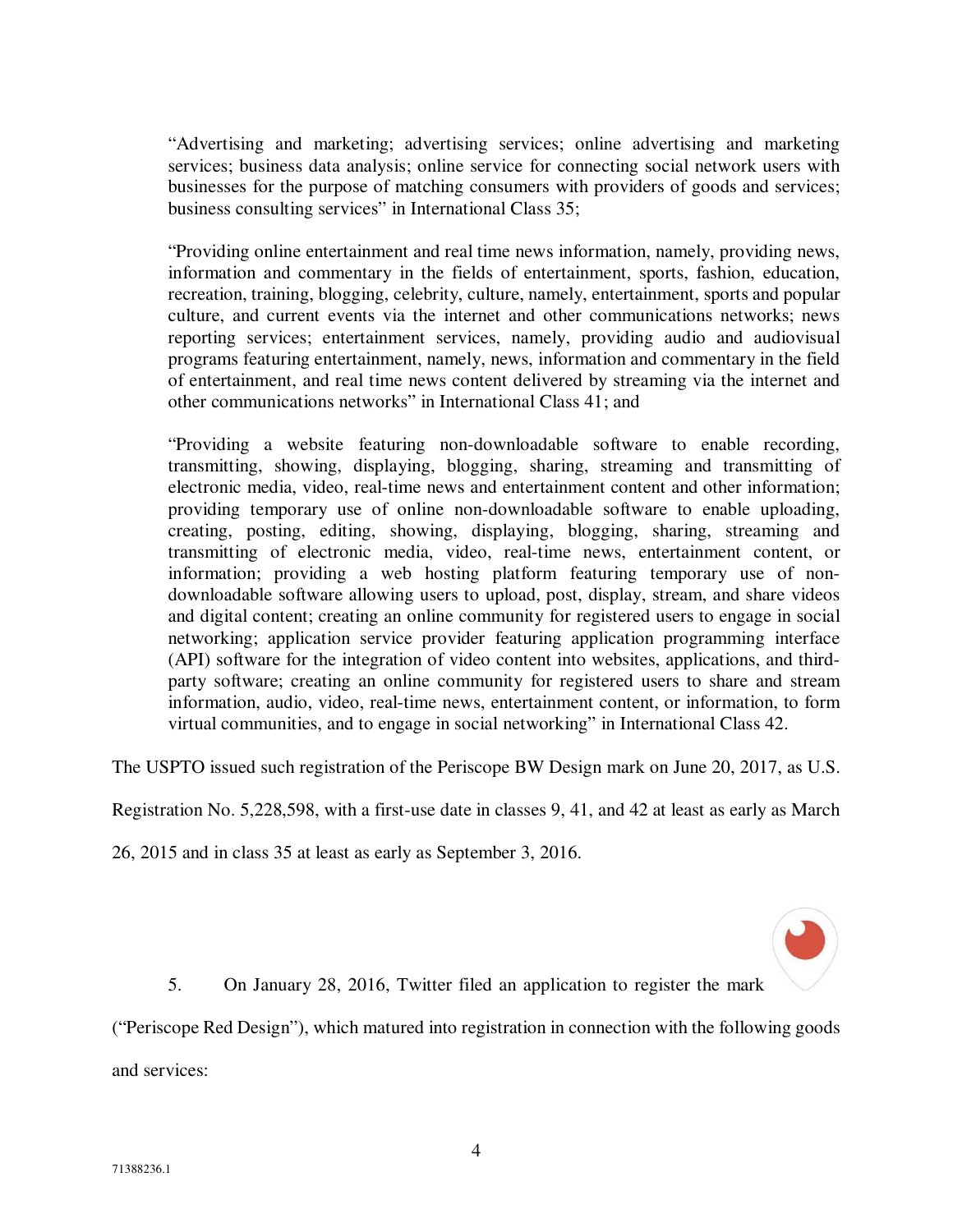"Advertising and marketing; advertising services; online advertising and marketing services; business data analysis; online service for connecting social network users with businesses for the purpose of matching consumers with providers of goods and services; business consulting services" in International Class 35;

"Providing online entertainment and real time news information, namely, providing news, information and commentary in the fields of entertainment, sports, fashion, education, recreation, training, blogging, celebrity, culture, namely, entertainment, sports and popular culture, and current events via the internet and other communications networks; news reporting services; entertainment services, namely, providing audio and audiovisual programs featuring entertainment, namely, news, information and commentary in the field of entertainment, and real time news content delivered by streaming via the internet and other communications networks" in International Class 41; and

"Providing a website featuring non-downloadable software to enable recording, transmitting, showing, displaying, blogging, sharing, streaming and transmitting of electronic media, video, real-time news and entertainment content and other information; providing temporary use of online non-downloadable software to enable uploading, creating, posting, editing, showing, displaying, blogging, sharing, streaming and transmitting of electronic media, video, real-time news, entertainment content, or information; providing a web hosting platform featuring temporary use of non-downloadable software allowing users to upload, post, display, stream, and share videos and digital content; creating an online community for registered users to engage in social networking; application service provider featuring application programming interface (API) software for the integration of video content into websites, applications, and third-party software; creating an online community for registered users to share and stream information, audio, video, real-time news, entertainment content, or information, to form virtual communities, and to engage in social networking" in International Class 42.

The USPTO issued such registration of the Periscope BW Design mark on June 20, 2017, as U.S. Registration No. 5,228,598, with a first-use date in classes 9, 41, and 42 at least as early as March 26, 2015 and in class 35 at least as early as September 3, 2016.

5. On January 28, 2016, Twitter filed an application to register the mark ("Periscope Red Design"), which matured into registration in connection with the following goods and services: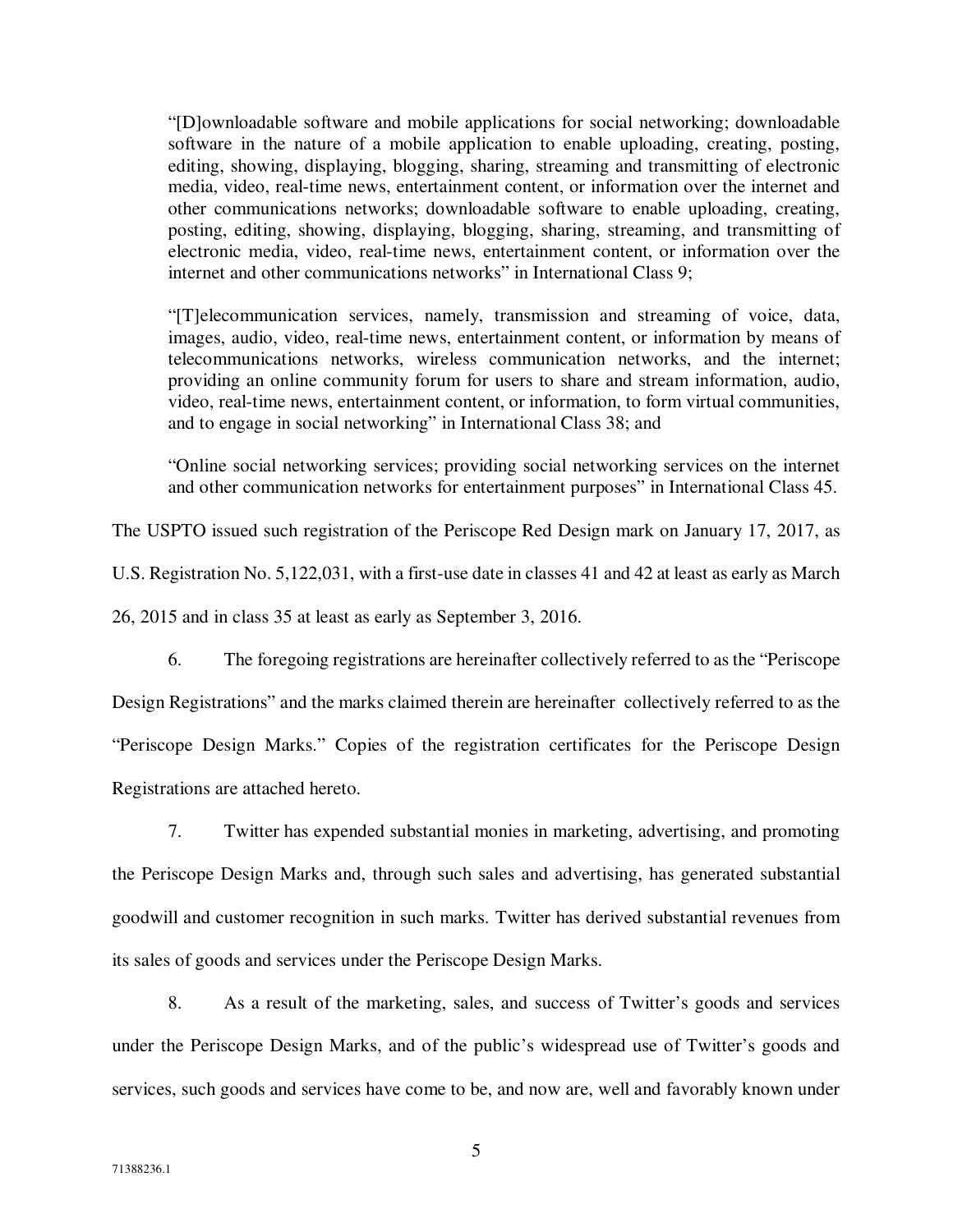> "[D]ownloadable software and mobile applications for social networking; downloadable software in the nature of a mobile application to enable uploading, creating, posting, editing, showing, displaying, blogging, sharing, streaming and transmitting of electronic media, video, real-time news, entertainment content, or information over the internet and other communications networks; downloadable software to enable uploading, creating, posting, editing, showing, displaying, blogging, sharing, streaming, and transmitting of electronic media, video, real-time news, entertainment content, or information over the internet and other communications networks" in International Class 9;
>
> "[T]elecommunication services, namely, transmission and streaming of voice, data, images, audio, video, real-time news, entertainment content, or information by means of telecommunications networks, wireless communication networks, and the internet; providing an online community forum for users to share and stream information, audio, video, real-time news, entertainment content, or information, to form virtual communities, and to engage in social networking" in International Class 38; and
>
> "Online social networking services; providing social networking services on the internet and other communication networks for entertainment purposes" in International Class 45.

The USPTO issued such registration of the Periscope Red Design mark on January 17, 2017, as U.S. Registration No. 5,122,031, with a first-use date in classes 41 and 42 at least as early as March 26, 2015 and in class 35 at least as early as September 3, 2016.

6. The foregoing registrations are hereinafter collectively referred to as the "Periscope Design Registrations" and the marks claimed therein are hereinafter collectively referred to as the "Periscope Design Marks." Copies of the registration certificates for the Periscope Design Registrations are attached hereto.

7. Twitter has expended substantial monies in marketing, advertising, and promoting the Periscope Design Marks and, through such sales and advertising, has generated substantial goodwill and customer recognition in such marks. Twitter has derived substantial revenues from its sales of goods and services under the Periscope Design Marks.

8. As a result of the marketing, sales, and success of Twitter's goods and services under the Periscope Design Marks, and of the public's widespread use of Twitter's goods and services, such goods and services have come to be, and now are, well and favorably known under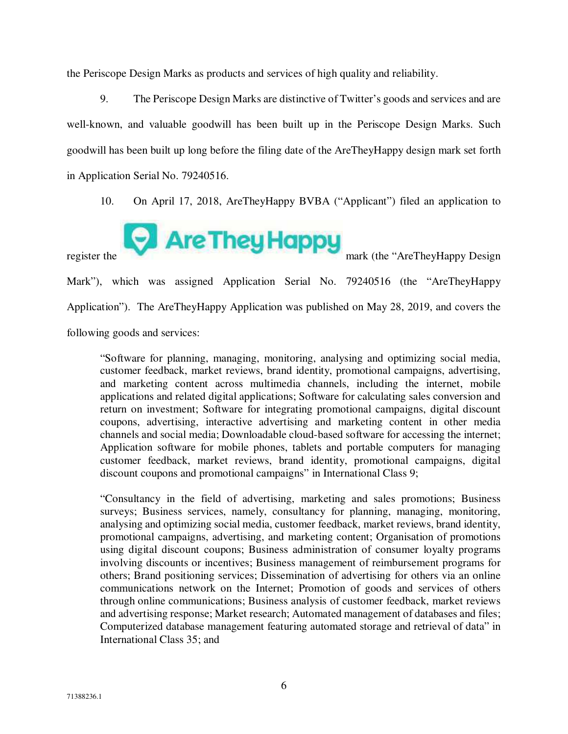the Periscope Design Marks as products and services of high quality and reliability.

9. The Periscope Design Marks are distinctive of Twitter's goods and services and are well-known, and valuable goodwill has been built up in the Periscope Design Marks. Such goodwill has been built up long before the filing date of the AreTheyHappy design mark set forth in Application Serial No. 79240516.

10. On April 17, 2018, AreTheyHappy BVBA ("Applicant") filed an application to register the AreTheyHappy mark (the "AreTheyHappy Design Mark"), which was assigned Application Serial No. 79240516 (the "AreTheyHappy Application"). The AreTheyHappy Application was published on May 28, 2019, and covers the following goods and services:

> "Software for planning, managing, monitoring, analysing and optimizing social media, customer feedback, market reviews, brand identity, promotional campaigns, advertising, and marketing content across multimedia channels, including the internet, mobile applications and related digital applications; Software for calculating sales conversion and return on investment; Software for integrating promotional campaigns, digital discount coupons, advertising, interactive advertising and marketing content in other media channels and social media; Downloadable cloud-based software for accessing the internet; Application software for mobile phones, tablets and portable computers for managing customer feedback, market reviews, brand identity, promotional campaigns, digital discount coupons and promotional campaigns" in International Class 9;

> "Consultancy in the field of advertising, marketing and sales promotions; Business surveys; Business services, namely, consultancy for planning, managing, monitoring, analysing and optimizing social media, customer feedback, market reviews, brand identity, promotional campaigns, advertising, and marketing content; Organisation of promotions using digital discount coupons; Business administration of consumer loyalty programs involving discounts or incentives; Business management of reimbursement programs for others; Brand positioning services; Dissemination of advertising for others via an online communications network on the Internet; Promotion of goods and services of others through online communications; Business analysis of customer feedback, market reviews and advertising response; Market research; Automated management of databases and files; Computerized database management featuring automated storage and retrieval of data" in International Class 35; and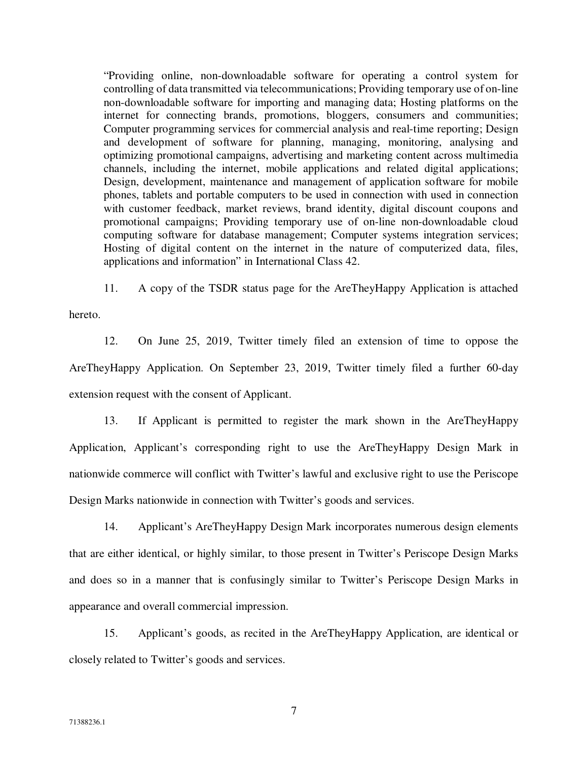"Providing online, non-downloadable software for operating a control system for controlling of data transmitted via telecommunications; Providing temporary use of on-line non-downloadable software for importing and managing data; Hosting platforms on the internet for connecting brands, promotions, bloggers, consumers and communities; Computer programming services for commercial analysis and real-time reporting; Design and development of software for planning, managing, monitoring, analysing and optimizing promotional campaigns, advertising and marketing content across multimedia channels, including the internet, mobile applications and related digital applications; Design, development, maintenance and management of application software for mobile phones, tablets and portable computers to be used in connection with used in connection with customer feedback, market reviews, brand identity, digital discount coupons and promotional campaigns; Providing temporary use of on-line non-downloadable cloud computing software for database management; Computer systems integration services; Hosting of digital content on the internet in the nature of computerized data, files, applications and information" in International Class 42.

11. A copy of the TSDR status page for the AreTheyHappy Application is attached hereto.

12. On June 25, 2019, Twitter timely filed an extension of time to oppose the AreTheyHappy Application. On September 23, 2019, Twitter timely filed a further 60-day extension request with the consent of Applicant.

13. If Applicant is permitted to register the mark shown in the AreTheyHappy Application, Applicant's corresponding right to use the AreTheyHappy Design Mark in nationwide commerce will conflict with Twitter's lawful and exclusive right to use the Periscope Design Marks nationwide in connection with Twitter's goods and services.

14. Applicant's AreTheyHappy Design Mark incorporates numerous design elements that are either identical, or highly similar, to those present in Twitter's Periscope Design Marks and does so in a manner that is confusingly similar to Twitter's Periscope Design Marks in appearance and overall commercial impression.

15. Applicant's goods, as recited in the AreTheyHappy Application, are identical or closely related to Twitter's goods and services.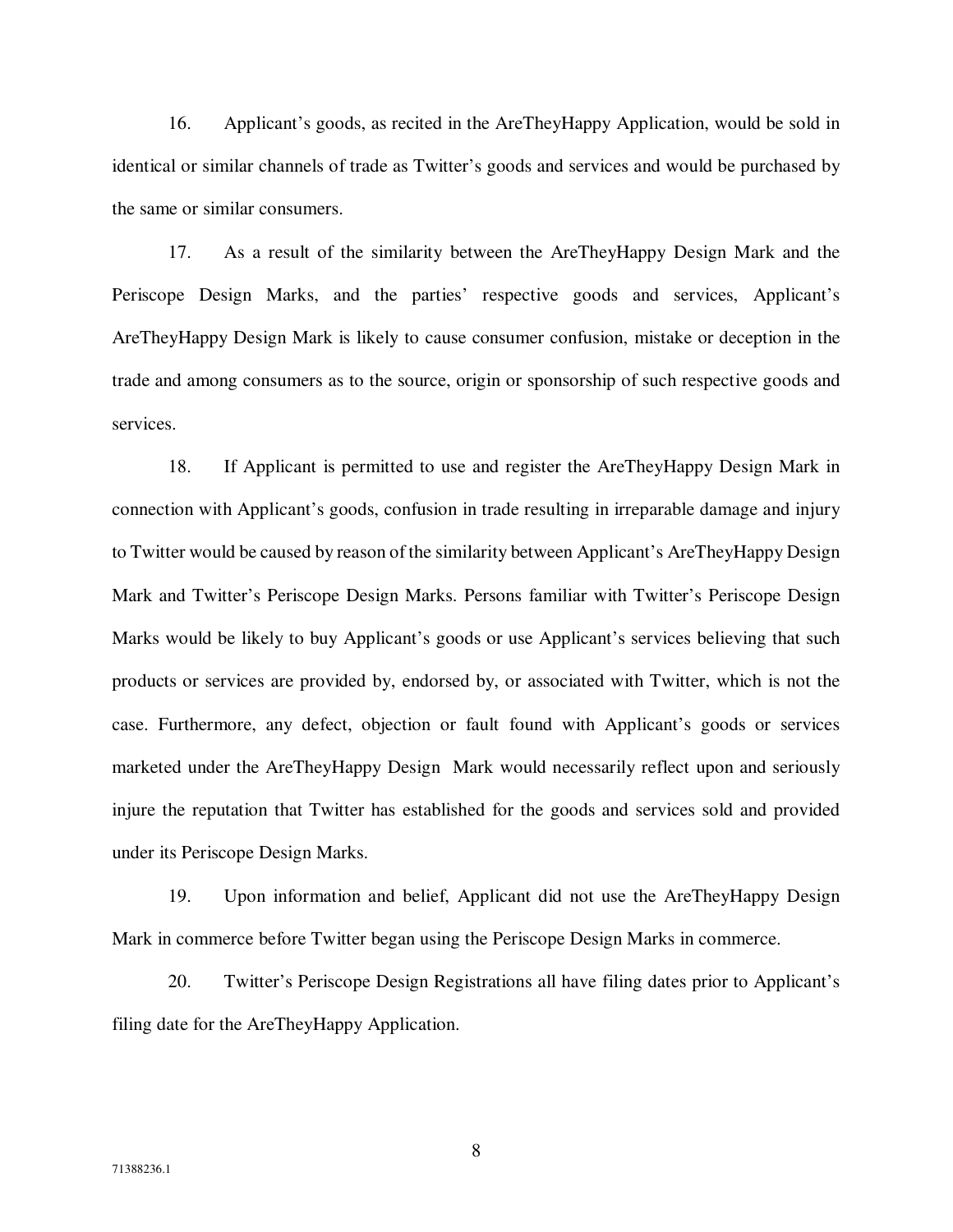16. Applicant's goods, as recited in the AreTheyHappy Application, would be sold in identical or similar channels of trade as Twitter's goods and services and would be purchased by the same or similar consumers.

17. As a result of the similarity between the AreTheyHappy Design Mark and the Periscope Design Marks, and the parties' respective goods and services, Applicant's AreTheyHappy Design Mark is likely to cause consumer confusion, mistake or deception in the trade and among consumers as to the source, origin or sponsorship of such respective goods and services.

18. If Applicant is permitted to use and register the AreTheyHappy Design Mark in connection with Applicant's goods, confusion in trade resulting in irreparable damage and injury to Twitter would be caused by reason of the similarity between Applicant's AreTheyHappy Design Mark and Twitter's Periscope Design Marks. Persons familiar with Twitter's Periscope Design Marks would be likely to buy Applicant's goods or use Applicant's services believing that such products or services are provided by, endorsed by, or associated with Twitter, which is not the case. Furthermore, any defect, objection or fault found with Applicant's goods or services marketed under the AreTheyHappy Design Mark would necessarily reflect upon and seriously injure the reputation that Twitter has established for the goods and services sold and provided under its Periscope Design Marks.

19. Upon information and belief, Applicant did not use the AreTheyHappy Design Mark in commerce before Twitter began using the Periscope Design Marks in commerce.

20. Twitter's Periscope Design Registrations all have filing dates prior to Applicant's filing date for the AreTheyHappy Application.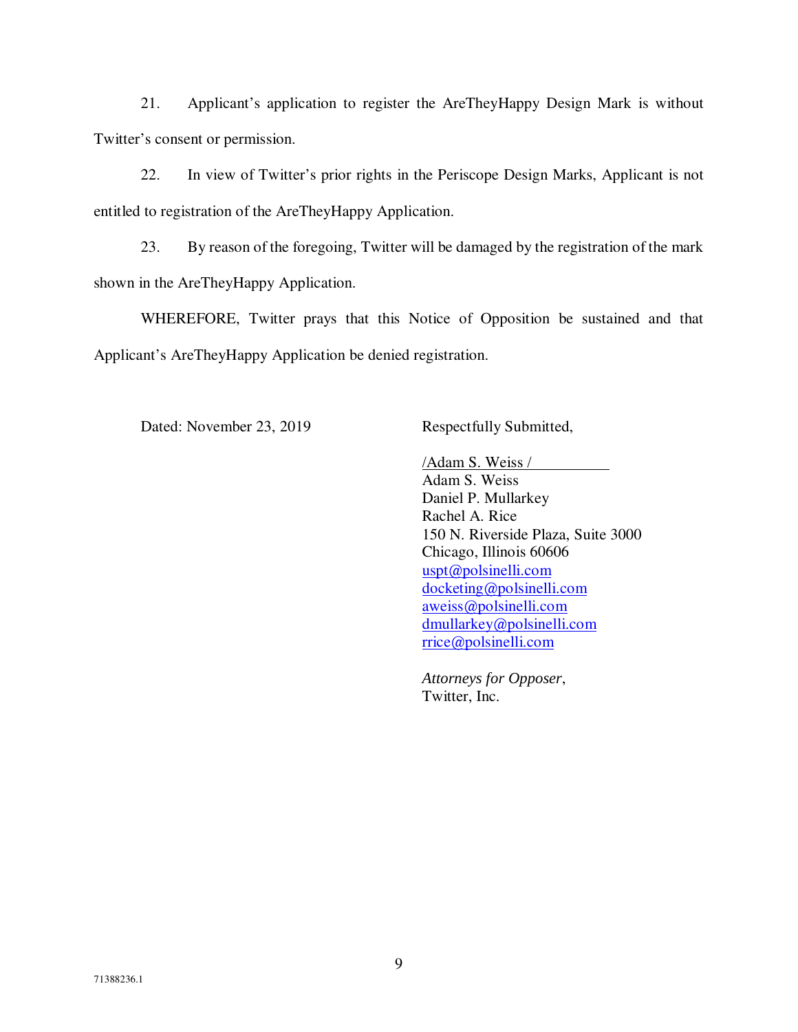21. Applicant's application to register the AreTheyHappy Design Mark is without Twitter's consent or permission.

22. In view of Twitter's prior rights in the Periscope Design Marks, Applicant is not entitled to registration of the AreTheyHappy Application.

23. By reason of the foregoing, Twitter will be damaged by the registration of the mark shown in the AreTheyHappy Application.

WHEREFORE, Twitter prays that this Notice of Opposition be sustained and that Applicant's AreTheyHappy Application be denied registration.

Dated: November 23, 2019

Respectfully Submitted,

/Adam S. Weiss /
Adam S. Weiss
Daniel P. Mullarkey
Rachel A. Rice
150 N. Riverside Plaza, Suite 3000
Chicago, Illinois 60606
uspt@polsinelli.com
docketing@polsinelli.com
aweiss@polsinelli.com
dmullarkey@polsinelli.com
rrice@polsinelli.com

*Attorneys for Opposer*,
Twitter, Inc.

71388236.1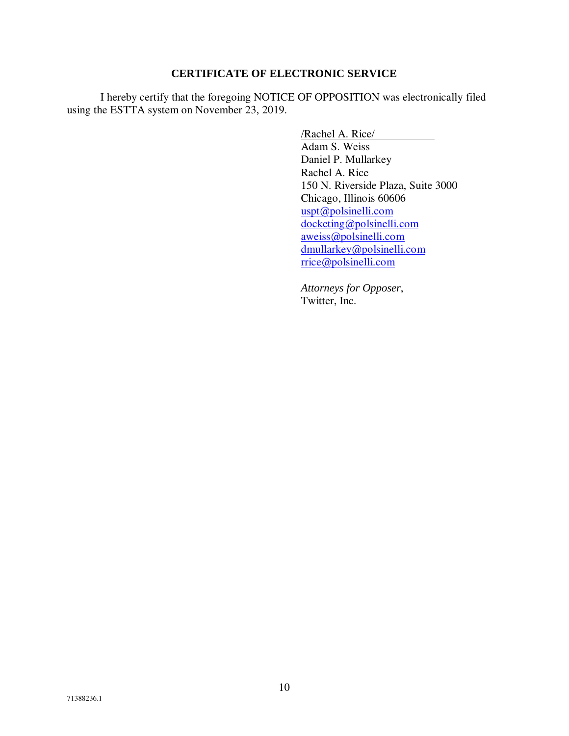## CERTIFICATE OF ELECTRONIC SERVICE

I hereby certify that the foregoing NOTICE OF OPPOSITION was electronically filed using the ESTTA system on November 23, 2019.

/Rachel A. Rice/
Adam S. Weiss
Daniel P. Mullarkey
Rachel A. Rice
150 N. Riverside Plaza, Suite 3000
Chicago, Illinois 60606
uspt@polsinelli.com
docketing@polsinelli.com
aweiss@polsinelli.com
dmullarkey@polsinelli.com
rrice@polsinelli.com

*Attorneys for Opposer*,
Twitter, Inc.

71388236.1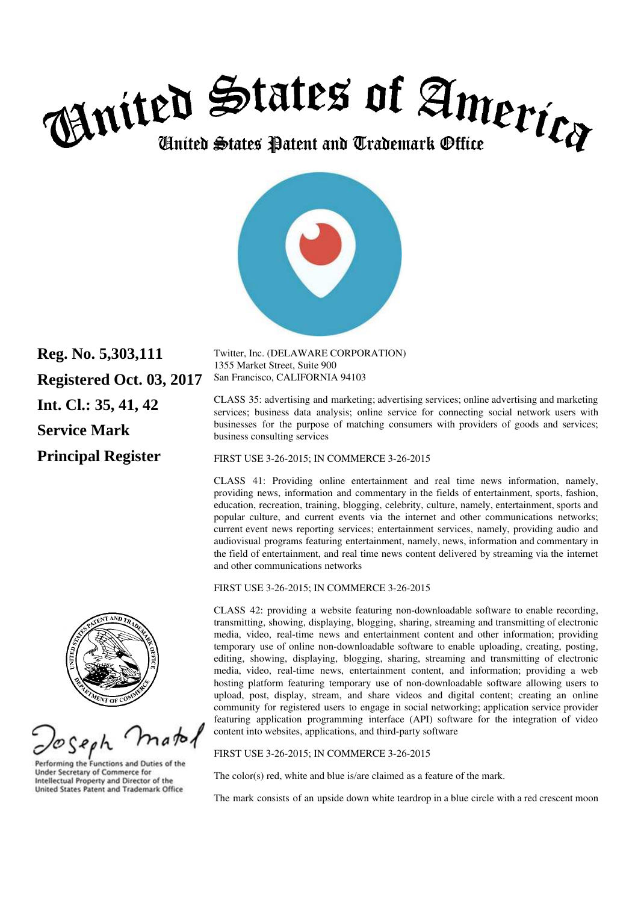# United States of America
## United States Patent and Trademark Office

**Reg. No. 5,303,111**
**Registered Oct. 03, 2017**
**Int. Cl.: 35, 41, 42**
**Service Mark**
**Principal Register**

Twitter, Inc. (DELAWARE CORPORATION)
1355 Market Street, Suite 900
San Francisco, CALIFORNIA 94103

CLASS 35: advertising and marketing; advertising services; online advertising and marketing services; business data analysis; online service for connecting social network users with businesses for the purpose of matching consumers with providers of goods and services; business consulting services

FIRST USE 3-26-2015; IN COMMERCE 3-26-2015

CLASS 41: Providing online entertainment and real time news information, namely, providing news, information and commentary in the fields of entertainment, sports, fashion, education, recreation, training, blogging, celebrity, culture, namely, entertainment, sports and popular culture, and current events via the internet and other communications networks; current event news reporting services; entertainment services, namely, providing audio and audiovisual programs featuring entertainment, namely, news, information and commentary in the field of entertainment, and real time news content delivered by streaming via the internet and other communications networks

FIRST USE 3-26-2015; IN COMMERCE 3-26-2015

CLASS 42: providing a website featuring non-downloadable software to enable recording, transmitting, showing, displaying, blogging, sharing, streaming and transmitting of electronic media, video, real-time news and entertainment content and other information; providing temporary use of online non-downloadable software to enable uploading, creating, posting, editing, showing, displaying, blogging, sharing, streaming and transmitting of electronic media, video, real-time news, entertainment content, and information; providing a web hosting platform featuring temporary use of non-downloadable software allowing users to upload, post, display, stream, and share videos and digital content; creating an online community for registered users to engage in social networking; application service provider featuring application programming interface (API) software for the integration of video content into websites, applications, and third-party software

FIRST USE 3-26-2015; IN COMMERCE 3-26-2015

The color(s) red, white and blue is/are claimed as a feature of the mark.

The mark consists of an upside down white teardrop in a blue circle with a red crescent moon

Joseph Matal

Performing the Functions and Duties of the Under Secretary of Commerce for Intellectual Property and Director of the United States Patent and Trademark Office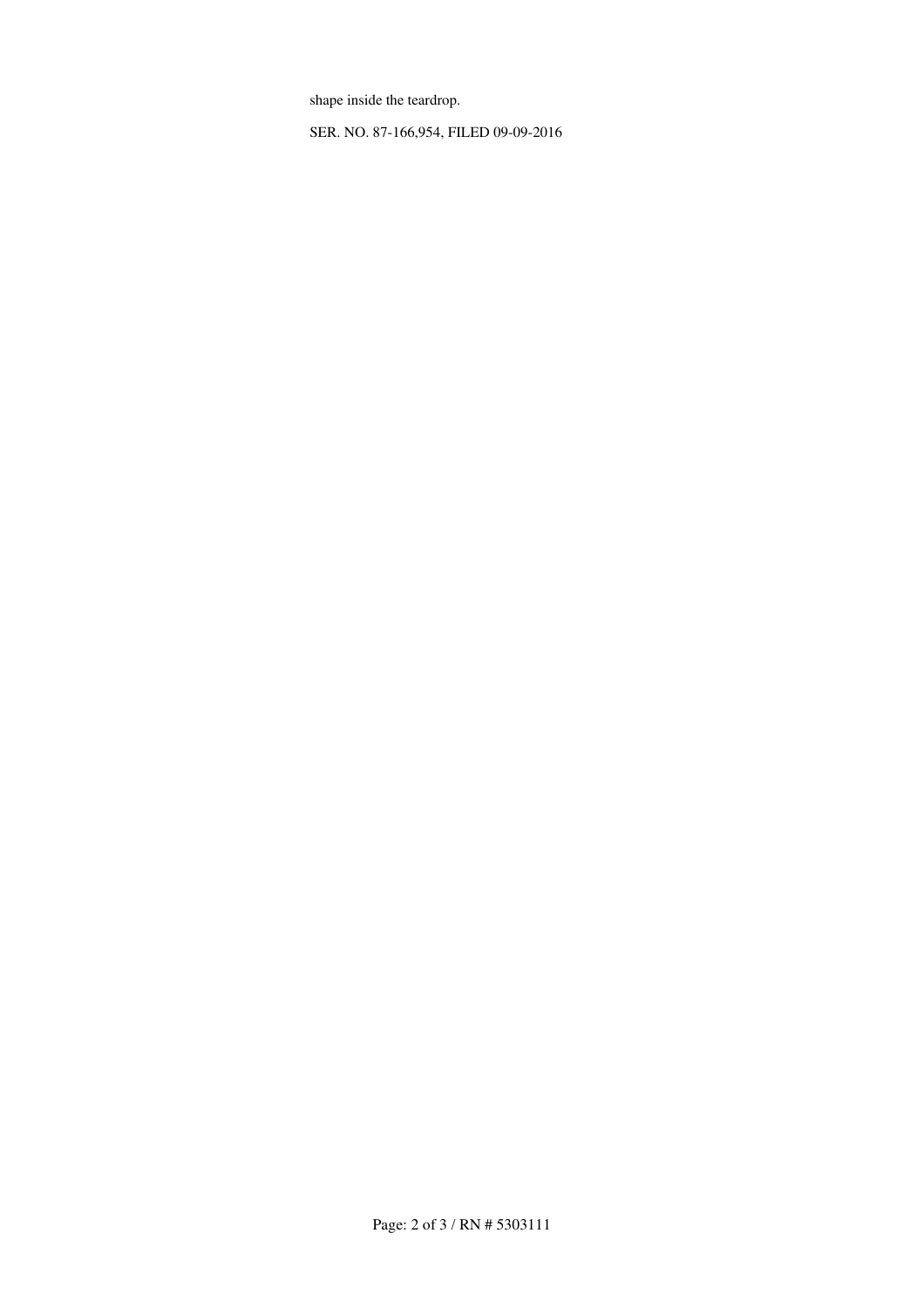shape inside the teardrop.

SER. NO. 87-166,954, FILED 09-09-2016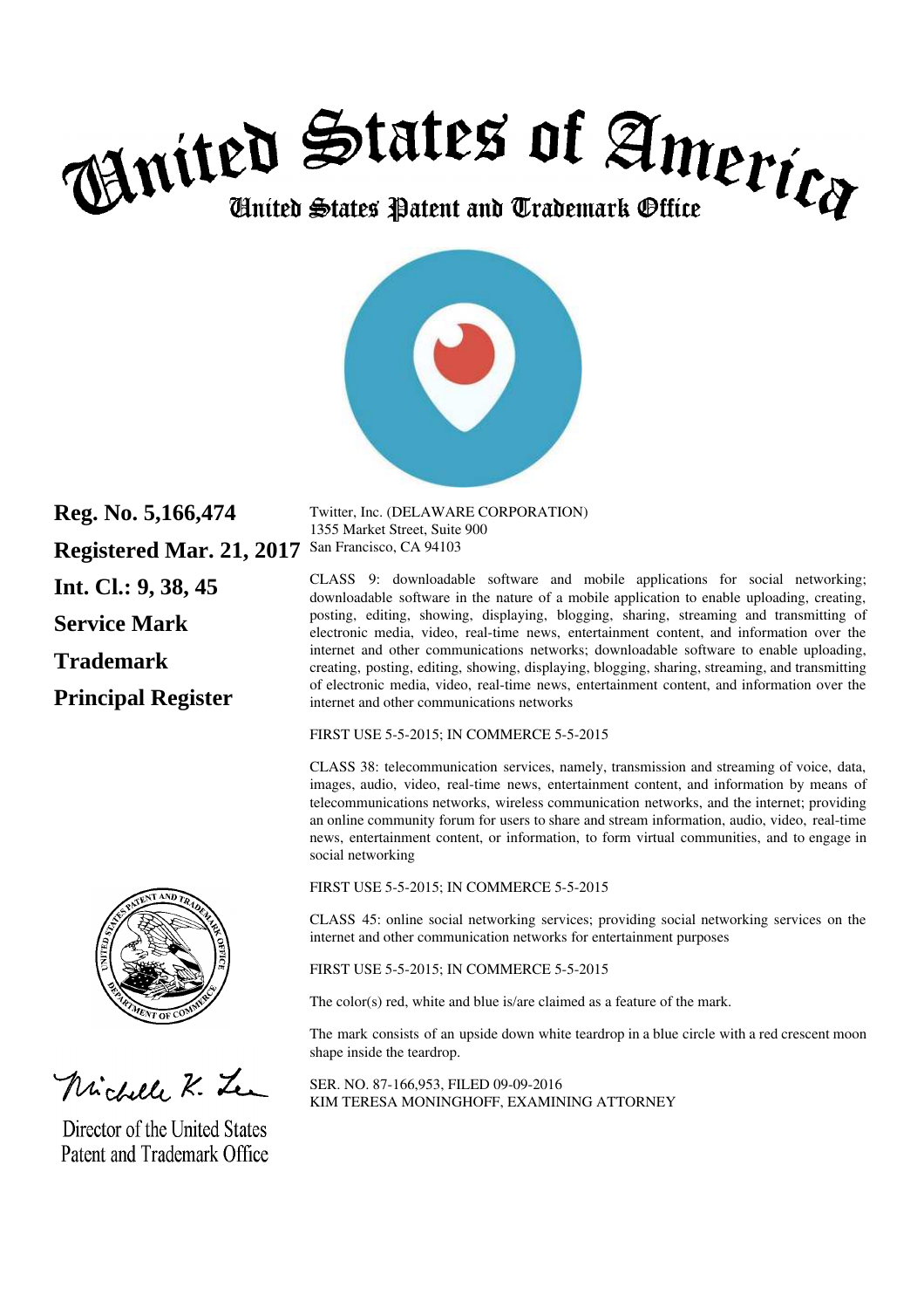# United States of America

## United States Patent and Trademark Office

**Reg. No. 5,166,474**

**Registered Mar. 21, 2017**

**Int. Cl.: 9, 38, 45**

**Service Mark**

**Trademark**

**Principal Register**

Twitter, Inc. (DELAWARE CORPORATION)
1355 Market Street, Suite 900
San Francisco, CA 94103

CLASS 9: downloadable software and mobile applications for social networking; downloadable software in the nature of a mobile application to enable uploading, creating, posting, editing, showing, displaying, blogging, sharing, streaming and transmitting of electronic media, video, real-time news, entertainment content, and information over the internet and other communications networks; downloadable software to enable uploading, creating, posting, editing, showing, displaying, blogging, sharing, streaming, and transmitting of electronic media, video, real-time news, entertainment content, and information over the internet and other communications networks

FIRST USE 5-5-2015; IN COMMERCE 5-5-2015

CLASS 38: telecommunication services, namely, transmission and streaming of voice, data, images, audio, video, real-time news, entertainment content, and information by means of telecommunications networks, wireless communication networks, and the internet; providing an online community forum for users to share and stream information, audio, video, real-time news, entertainment content, or information, to form virtual communities, and to engage in social networking

FIRST USE 5-5-2015; IN COMMERCE 5-5-2015

CLASS 45: online social networking services; providing social networking services on the internet and other communication networks for entertainment purposes

FIRST USE 5-5-2015; IN COMMERCE 5-5-2015

The color(s) red, white and blue is/are claimed as a feature of the mark.

The mark consists of an upside down white teardrop in a blue circle with a red crescent moon shape inside the teardrop.

SER. NO. 87-166,953, FILED 09-09-2016
KIM TERESA MONINGHOFF, EXAMINING ATTORNEY

Director of the United States Patent and Trademark Office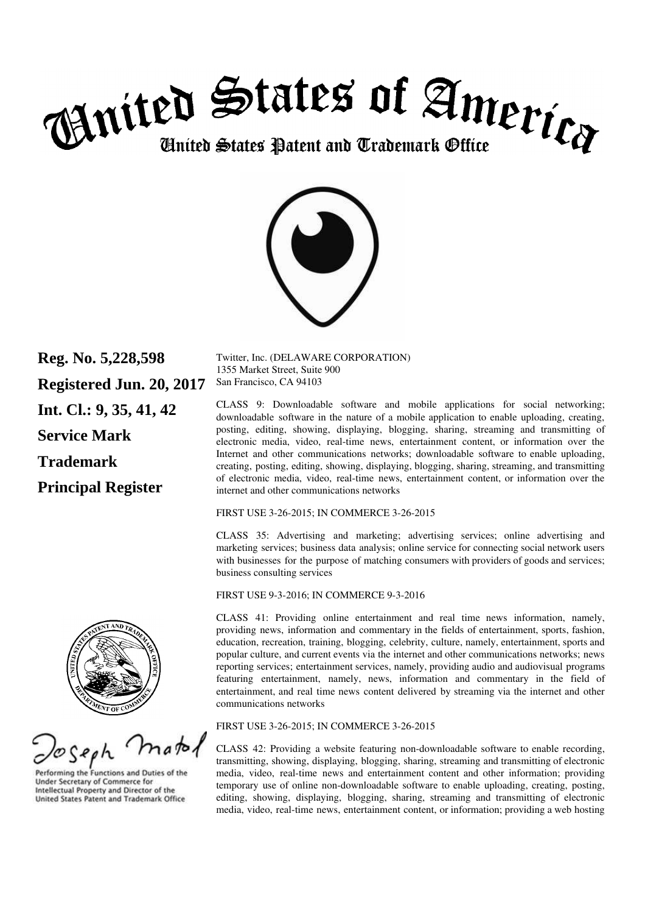# United States of America

## United States Patent and Trademark Office

**Reg. No. 5,228,598**

**Registered Jun. 20, 2017**

**Int. Cl.: 9, 35, 41, 42**

**Service Mark**

**Trademark**

**Principal Register**

Twitter, Inc. (DELAWARE CORPORATION)
1355 Market Street, Suite 900
San Francisco, CA 94103

CLASS 9: Downloadable software and mobile applications for social networking; downloadable software in the nature of a mobile application to enable uploading, creating, posting, editing, showing, displaying, blogging, sharing, streaming and transmitting of electronic media, video, real-time news, entertainment content, or information over the Internet and other communications networks; downloadable software to enable uploading, creating, posting, editing, showing, displaying, blogging, sharing, streaming, and transmitting of electronic media, video, real-time news, entertainment content, or information over the internet and other communications networks

FIRST USE 3-26-2015; IN COMMERCE 3-26-2015

CLASS 35: Advertising and marketing; advertising services; online advertising and marketing services; business data analysis; online service for connecting social network users with businesses for the purpose of matching consumers with providers of goods and services; business consulting services

FIRST USE 9-3-2016; IN COMMERCE 9-3-2016

CLASS 41: Providing online entertainment and real time news information, namely, providing news, information and commentary in the fields of entertainment, sports, fashion, education, recreation, training, blogging, celebrity, culture, namely, entertainment, sports and popular culture, and current events via the internet and other communications networks; news reporting services; entertainment services, namely, providing audio and audiovisual programs featuring entertainment, namely, news, information and commentary in the field of entertainment, and real time news content delivered by streaming via the internet and other communications networks

FIRST USE 3-26-2015; IN COMMERCE 3-26-2015

CLASS 42: Providing a website featuring non-downloadable software to enable recording, transmitting, showing, displaying, blogging, sharing, streaming and transmitting of electronic media, video, real-time news and entertainment content and other information; providing temporary use of online non-downloadable software to enable uploading, creating, posting, editing, showing, displaying, blogging, sharing, streaming and transmitting of electronic media, video, real-time news, entertainment content, or information; providing a web hosting

Joseph Matal

Performing the Functions and Duties of the Under Secretary of Commerce for Intellectual Property and Director of the United States Patent and Trademark Office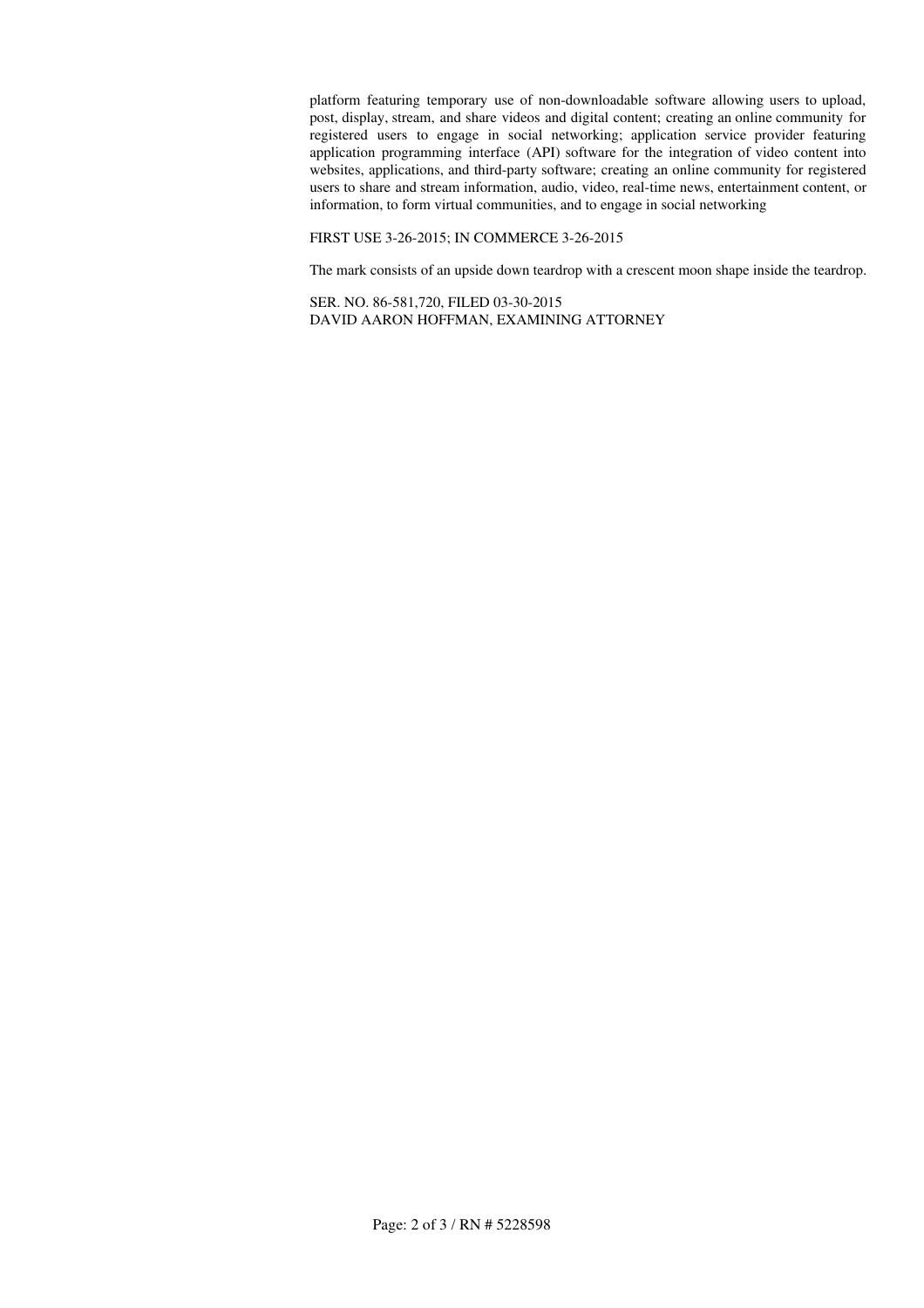platform featuring temporary use of non-downloadable software allowing users to upload, post, display, stream, and share videos and digital content; creating an online community for registered users to engage in social networking; application service provider featuring application programming interface (API) software for the integration of video content into websites, applications, and third-party software; creating an online community for registered users to share and stream information, audio, video, real-time news, entertainment content, or information, to form virtual communities, and to engage in social networking

FIRST USE 3-26-2015; IN COMMERCE 3-26-2015

The mark consists of an upside down teardrop with a crescent moon shape inside the teardrop.

SER. NO. 86-581,720, FILED 03-30-2015
DAVID AARON HOFFMAN, EXAMINING ATTORNEY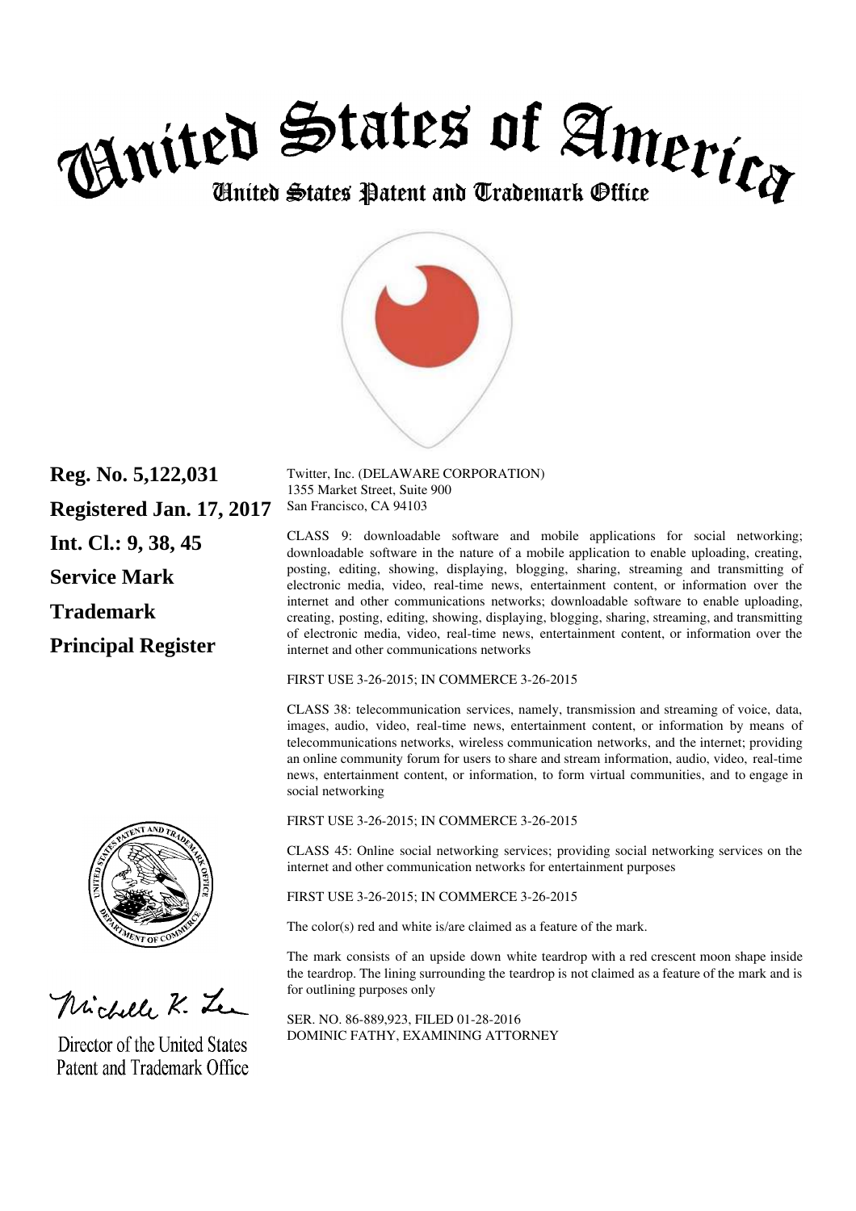# United States of America
## United States Patent and Trademark Office

**Reg. No. 5,122,031**

**Registered Jan. 17, 2017**

**Int. Cl.: 9, 38, 45**

**Service Mark**

**Trademark**

**Principal Register**

Twitter, Inc. (DELAWARE CORPORATION)
1355 Market Street, Suite 900
San Francisco, CA 94103

CLASS 9: downloadable software and mobile applications for social networking; downloadable software in the nature of a mobile application to enable uploading, creating, posting, editing, showing, displaying, blogging, sharing, streaming and transmitting of electronic media, video, real-time news, entertainment content, or information over the internet and other communications networks; downloadable software to enable uploading, creating, posting, editing, showing, displaying, blogging, sharing, streaming, and transmitting of electronic media, video, real-time news, entertainment content, or information over the internet and other communications networks

FIRST USE 3-26-2015; IN COMMERCE 3-26-2015

CLASS 38: telecommunication services, namely, transmission and streaming of voice, data, images, audio, video, real-time news, entertainment content, or information by means of telecommunications networks, wireless communication networks, and the internet; providing an online community forum for users to share and stream information, audio, video, real-time news, entertainment content, or information, to form virtual communities, and to engage in social networking

FIRST USE 3-26-2015; IN COMMERCE 3-26-2015

CLASS 45: Online social networking services; providing social networking services on the internet and other communication networks for entertainment purposes

FIRST USE 3-26-2015; IN COMMERCE 3-26-2015

The color(s) red and white is/are claimed as a feature of the mark.

The mark consists of an upside down white teardrop with a red crescent moon shape inside the teardrop. The lining surrounding the teardrop is not claimed as a feature of the mark and is for outlining purposes only

SER. NO. 86-889,923, FILED 01-28-2016
DOMINIC FATHY, EXAMINING ATTORNEY

Michelle K. Lee

Director of the United States
Patent and Trademark Office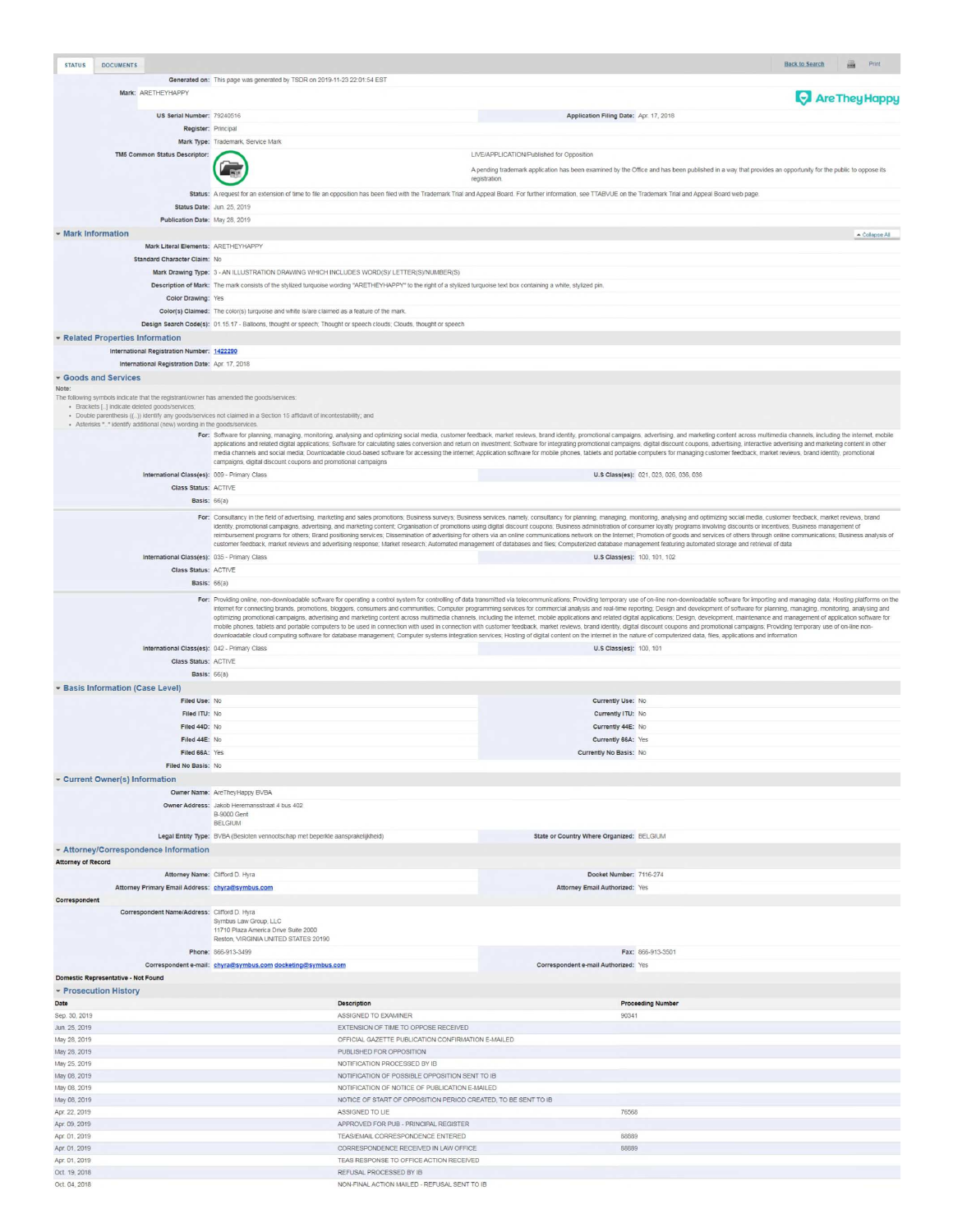STATUS | DOCUMENTS

Back to Search | Print

**Generated on:** This page was generated by TSDR on 2019-11-23 22:01:54 EST

**Mark:** ARETHEYHAPPY

AreTheyHappy

| | | | |
|---|---|---|---|
| **US Serial Number:** | 79240516 | **Application Filing Date:** | Apr. 17, 2018 |
| **Register:** | Principal | | |
| **Mark Type:** | Trademark, Service Mark | | |
| **TM5 Common Status Descriptor:** | LIVE/APPLICATION/Published for Opposition<br>A pending trademark application has been examined by the Office and has been published in a way that provides an opportunity for the public to oppose its registration. | | |
| **Status:** | A request for an extension of time to file an opposition has been filed with the Trademark Trial and Appeal Board. For further information, see TTABVUE on the Trademark Trial and Appeal Board web page. | | |
| **Status Date:** | Jun. 25, 2019 | | |
| **Publication Date:** | May 28, 2019 | | |

## Mark Information

Collapse All

**Mark Literal Elements:** ARETHEYHAPPY

**Standard Character Claim:** No

**Mark Drawing Type:** 3 - AN ILLUSTRATION DRAWING WHICH INCLUDES WORD(S)/ LETTER(S)/NUMBER(S)

**Description of Mark:** The mark consists of the stylized turquoise wording "ARETHEYHAPPY" to the right of a stylized turquoise text box containing a white, stylized pin.

**Color Drawing:** Yes

**Color(s) Claimed:** The color(s) turquoise and white is/are claimed as a feature of the mark.

**Design Search Code(s):** 01.15.17 - Balloons, thought or speech; Thought or speech clouds; Clouds, thought or speech

## Related Properties Information

**International Registration Number:** 1422280

**International Registration Date:** Apr. 17, 2018

## Goods and Services

Note:
The following symbols indicate that the registrant/owner has amended the goods/services:

- Brackets [..] indicate deleted goods/services;
- Double parenthesis ((..)) identify any goods/services not claimed in a Section 15 affidavit of incontestability; and
- Asterisks *..* identify additional (new) wording in the goods/services.

**For:** Software for planning, managing, monitoring, analysing and optimizing social media, customer feedback, market reviews, brand identity, promotional campaigns, advertising, and marketing content across multimedia channels, including the internet, mobile applications and related digital applications; Software for calculating sales conversion and return on investment; Software for integrating promotional campaigns, digital discount coupons, advertising, interactive advertising and marketing content in other media channels and social media; Downloadable cloud-based software for accessing the internet; Application software for mobile phones, tablets and portable computers for managing customer feedback, market reviews, brand identity, promotional campaigns, digital discount coupons and promotional campaigns

**International Class(es):** 009 - Primary Class | **U.S Class(es):** 021, 023, 026, 036, 038

**Class Status:** ACTIVE

**Basis:** 66(a)

**For:** Consultancy in the field of advertising, marketing and sales promotions; Business surveys; Business services, namely, consultancy for planning, managing, monitoring, analysing and optimizing social media, customer feedback, market reviews, brand identity, promotional campaigns, advertising, and marketing content; Organisation of promotions using digital discount coupons; Business administration of consumer loyalty programs involving discounts or incentives; Business management of reimbursement programs for others; Brand positioning services; Dissemination of advertising for others via an online communications network on the Internet; Promotion of goods and services of others through online communications; Business analysis of customer feedback, market reviews and advertising response; Market research; Automated management of databases and files; Computerized database management featuring automated storage and retrieval of data

**International Class(es):** 035 - Primary Class | **U.S Class(es):** 100, 101, 102

**Class Status:** ACTIVE

**Basis:** 66(a)

**For:** Providing online, non-downloadable software for operating a control system for controlling of data transmitted via telecommunications; Providing temporary use of on-line non-downloadable software for importing and managing data; Hosting platforms on the internet for connecting brands, promotions, bloggers, consumers and communities; Computer programming services for commercial analysis and real-time reporting; Design and development of software for planning, managing, monitoring, analysing and optimizing promotional campaigns, advertising and marketing content across multimedia channels, including the internet, mobile applications and related digital applications; Design, development, maintenance and management of application software for mobile phones, tablets and portable computers to be used in connection with used in connection with customer feedback, market reviews, brand identity, digital discount coupons and promotional campaigns; Providing temporary use of on-line non-downloadable cloud computing software for database management; Computer systems integration services; Hosting of digital content on the internet in the nature of computerized data, files, applications and information

**International Class(es):** 042 - Primary Class | **U.S Class(es):** 100, 101

**Class Status:** ACTIVE

**Basis:** 66(a)

## Basis Information (Case Level)

| | | | |
|---|---|---|---|
| **Filed Use:** | No | **Currently Use:** | No |
| **Filed ITU:** | No | **Currently ITU:** | No |
| **Filed 44D:** | No | **Currently 44E:** | No |
| **Filed 44E:** | No | **Currently 66A:** | Yes |
| **Filed 66A:** | Yes | **Currently No Basis:** | No |
| **Filed No Basis:** | No | | |

## Current Owner(s) Information

**Owner Name:** AreTheyHappy BVBA

**Owner Address:** Jakob Heremansstraat 4 bus 402
B-9000 Gent
BELGIUM

**Legal Entity Type:** BVBA (Besloten vennootschap met beperkte aansprakelijkheid) | **State or Country Where Organized:** BELGIUM

## Attorney/Correspondence Information

**Attorney of Record**

**Attorney Name:** Clifford D. Hyra | **Docket Number:** 7116-274

**Attorney Primary Email Address:** chyra@symbus.com | **Attorney Email Authorized:** Yes

**Correspondent**

**Correspondent Name/Address:** Clifford D. Hyra
Symbus Law Group, LLC
11710 Plaza America Drive Suite 2000
Reston, VIRGINIA UNITED STATES 20190

**Phone:** 866-913-3499 | **Fax:** 866-913-3501

**Correspondent e-mail:** chyra@symbus.com docketing@symbus.com | **Correspondent e-mail Authorized:** Yes

**Domestic Representative - Not Found**

## Prosecution History

| Date | Description | Proceeding Number |
|---|---|---|
| Sep. 30, 2019 | ASSIGNED TO EXAMINER | 90341 |
| Jun. 25, 2019 | EXTENSION OF TIME TO OPPOSE RECEIVED | |
| May 28, 2019 | OFFICIAL GAZETTE PUBLICATION CONFIRMATION E-MAILED | |
| May 28, 2019 | PUBLISHED FOR OPPOSITION | |
| May 25, 2019 | NOTIFICATION PROCESSED BY IB | |
| May 08, 2019 | NOTIFICATION OF POSSIBLE OPPOSITION SENT TO IB | |
| May 08, 2019 | NOTIFICATION OF NOTICE OF PUBLICATION E-MAILED | |
| May 08, 2019 | NOTICE OF START OF OPPOSITION PERIOD CREATED, TO BE SENT TO IB | |
| Apr. 22, 2019 | ASSIGNED TO LIE | 76568 |
| Apr. 09, 2019 | APPROVED FOR PUB - PRINCIPAL REGISTER | |
| Apr. 01, 2019 | TEAS/EMAIL CORRESPONDENCE ENTERED | 88889 |
| Apr. 01, 2019 | CORRESPONDENCE RECEIVED IN LAW OFFICE | 88889 |
| Apr. 01, 2019 | TEAS RESPONSE TO OFFICE ACTION RECEIVED | |
| Oct. 19, 2018 | REFUSAL PROCESSED BY IB | |
| Oct. 04, 2018 | NON-FINAL ACTION MAILED - REFUSAL SENT TO IB | |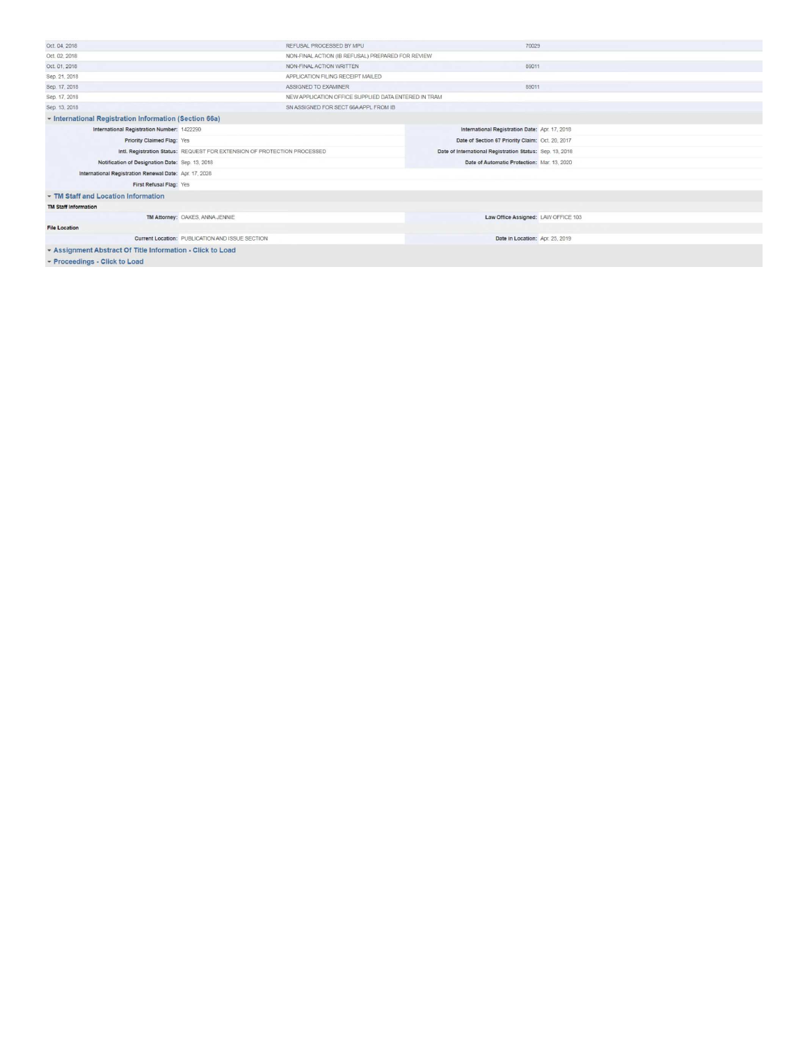| | | |
|---|---|---|
| Oct. 04, 2018 | REFUSAL PROCESSED BY MPU | 70029 |
| Oct. 02, 2018 | NON-FINAL ACTION (IB REFUSAL) PREPARED FOR REVIEW | |
| Oct. 01, 2018 | NON-FINAL ACTION WRITTEN | 89011 |
| Sep. 21, 2018 | APPLICATION FILING RECEIPT MAILED | |
| Sep. 17, 2018 | ASSIGNED TO EXAMINER | 89011 |
| Sep. 17, 2018 | NEW APPLICATION OFFICE SUPPLIED DATA ENTERED IN TRAM | |
| Sep. 13, 2018 | SN ASSIGNED FOR SECT 66A APPL FROM IB | |

## International Registration Information (Section 66a)

| | | | |
|---|---|---|---|
| International Registration Number: | 1422290 | International Registration Date: | Apr. 17, 2018 |
| Priority Claimed Flag: | Yes | Date of Section 67 Priority Claim: | Oct. 20, 2017 |
| Intl. Registration Status: | REQUEST FOR EXTENSION OF PROTECTION PROCESSED | Date of International Registration Status: | Sep. 13, 2018 |
| Notification of Designation Date: | Sep. 13, 2018 | Date of Automatic Protection: | Mar. 13, 2020 |
| International Registration Renewal Date: | Apr. 17, 2028 | | |
| First Refusal Flag: | Yes | | |

## TM Staff and Location Information

**TM Staff Information**

| | | | |
|---|---|---|---|
| TM Attorney: | OAKES, ANNA JENNIE | Law Office Assigned: | LAW OFFICE 103 |

**File Location**

| | | | |
|---|---|---|---|
| Current Location: | PUBLICATION AND ISSUE SECTION | Date in Location: | Apr. 25, 2019 |

## Assignment Abstract Of Title Information - Click to Load

## Proceedings - Click to Load